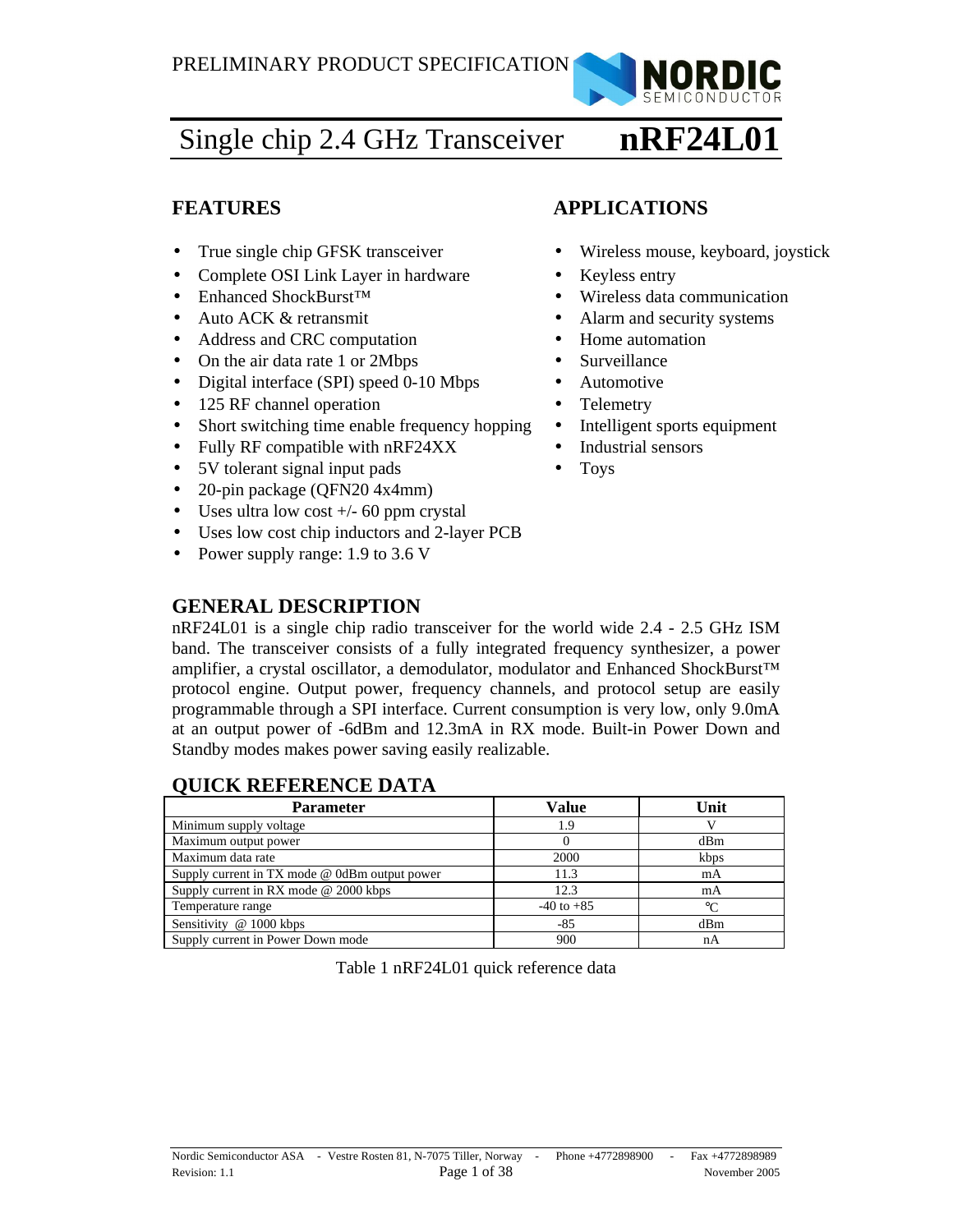PRELIMINARY PRODUCT SPECIFICATION

# Single chip 2.4 GHz Transceiver **nRF24L01**

## FEATURES

- True single chip GFSK transceiver
- Complete OSI Link Layer in hardware
- Enhanced ShockBurst™
- Auto ACK & retransmit
- Address and CRC computation
- On the air data rate 1 or 2Mbps
- Digital interface (SPI) speed 0-10 Mbps
- 125 RF channel operation
- Short switching time enable frequency hopping
- Fully RF compatible with nRF24XX
- 5V tolerant signal input pads
- 20-pin package (QFN20 4x4mm)
- Uses ultra low cost +/- 60 ppm crystal
- Uses low cost chip inductors and 2-layer PCB
- Power supply range: 1.9 to 3.6 V

## APPLICATIONS

- Wireless mouse, keyboard, joystick
- Keyless entry
- Wireless data communication
- Alarm and security systems
- Home automation
- Surveillance
- Automotive
- Telemetry
- Intelligent sports equipment
- Industrial sensors
- Toys

## GENERAL DESCRIPTION

nRF24L01 is a single chip radio transceiver for the world wide 2.4 - 2.5 GHz ISM band. The transceiver consists of a fully integrated frequency synthesizer, a power amplifier, a crystal oscillator, a demodulator, modulator and Enhanced ShockBurst™ protocol engine. Output power, frequency channels, and protocol setup are easily programmable through a SPI interface. Current consumption is very low, only 9.0mA at an output power of -6dBm and 12.3mA in RX mode. Built-in Power Down and Standby modes makes power saving easily realizable.

## QUICK REFERENCE DATA

| Parameter | Value | Unit |
|---|---|---|
| Minimum supply voltage | 1.9 | V |
| Maximum output power | 0 | dBm |
| Maximum data rate | 2000 | kbps |
| Supply current in TX mode @ 0dBm output power | 11.3 | mA |
| Supply current in RX mode @ 2000 kbps | 12.3 | mA |
| Temperature range | -40 to +85 | ℃ |
| Sensitivity @ 1000 kbps | -85 | dBm |
| Supply current in Power Down mode | 900 | nA |

Table 1 nRF24L01 quick reference data

Nordic Semiconductor ASA - Vestre Rosten 81, N-7075 Tiller, Norway - Phone +4772898900 - Fax +4772898989
Revision: 1.1 November 2005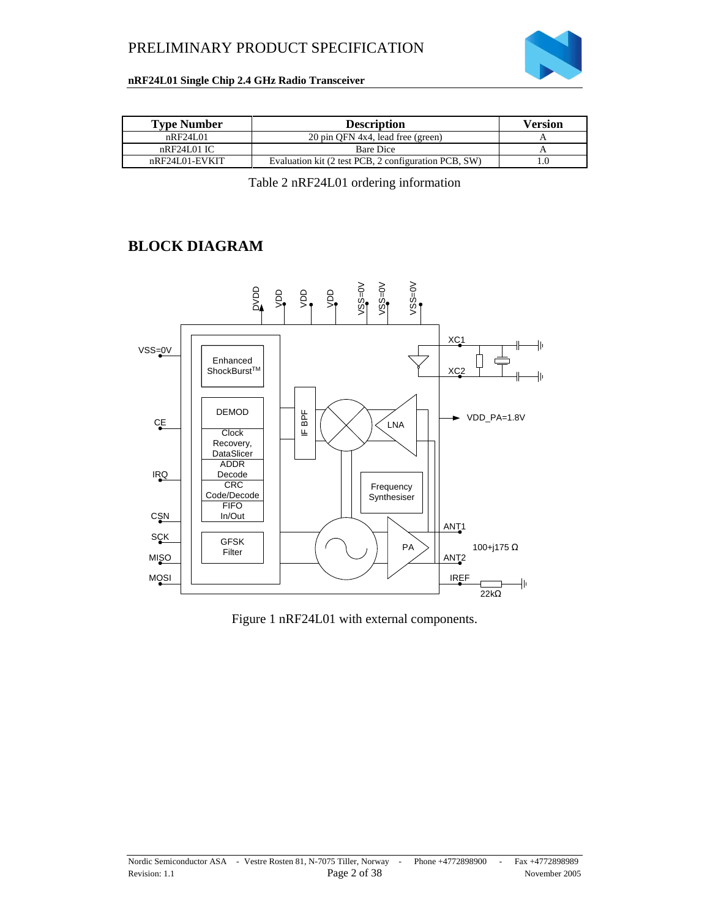| Type Number | Description | Version |
|---|---|---|
| nRF24L01 | 20 pin QFN 4x4, lead free (green) | A |
| nRF24L01 IC | Bare Dice | A |
| nRF24L01-EVKIT | Evaluation kit (2 test PCB, 2 configuration PCB, SW) | 1.0 |

Table 2 nRF24L01 ordering information

# BLOCK DIAGRAM

Figure 1 nRF24L01 with external components.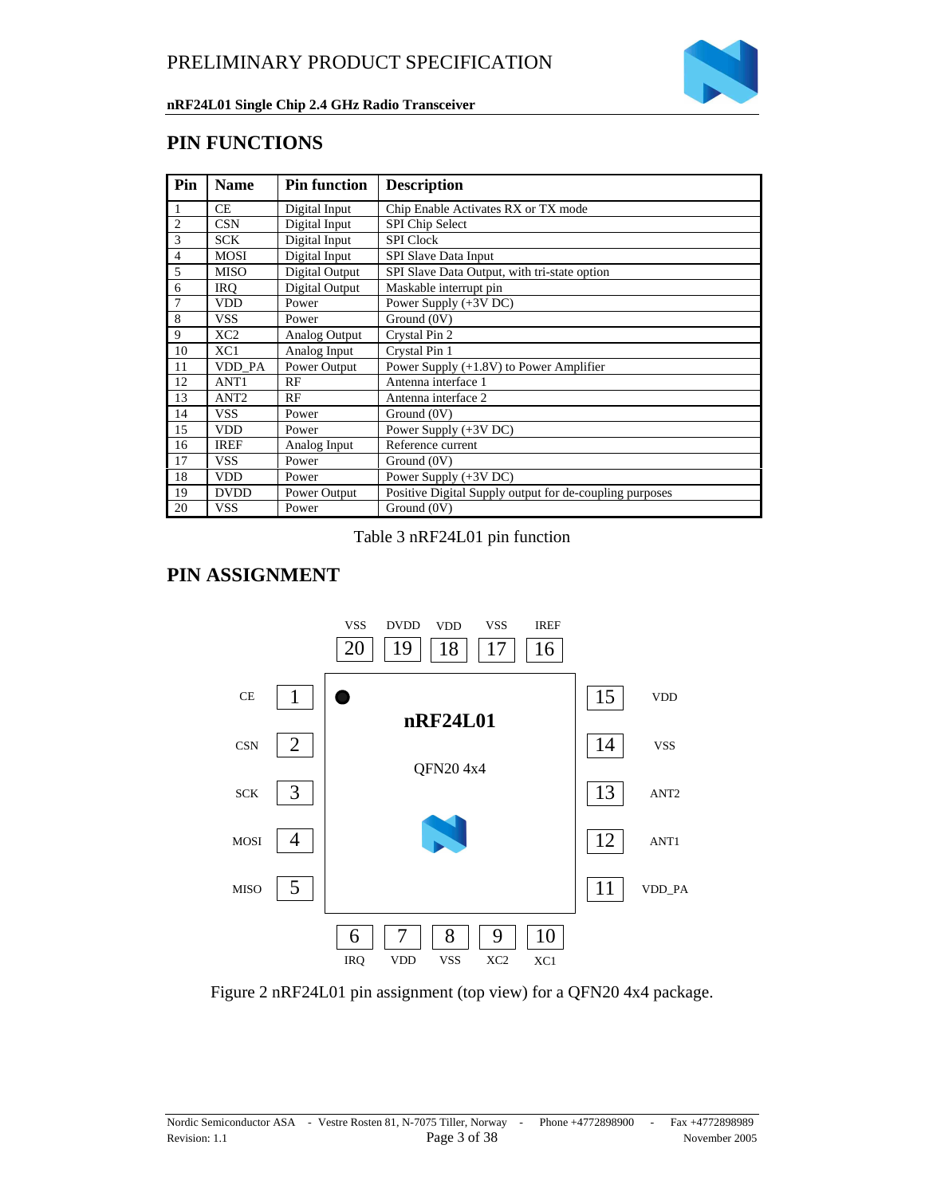## PIN FUNCTIONS

| Pin | Name | Pin function | Description |
|---|---|---|---|
| 1 | CE | Digital Input | Chip Enable Activates RX or TX mode |
| 2 | CSN | Digital Input | SPI Chip Select |
| 3 | SCK | Digital Input | SPI Clock |
| 4 | MOSI | Digital Input | SPI Slave Data Input |
| 5 | MISO | Digital Output | SPI Slave Data Output, with tri-state option |
| 6 | IRQ | Digital Output | Maskable interrupt pin |
| 7 | VDD | Power | Power Supply (+3V DC) |
| 8 | VSS | Power | Ground (0V) |
| 9 | XC2 | Analog Output | Crystal Pin 2 |
| 10 | XC1 | Analog Input | Crystal Pin 1 |
| 11 | VDD_PA | Power Output | Power Supply (+1.8V) to Power Amplifier |
| 12 | ANT1 | RF | Antenna interface 1 |
| 13 | ANT2 | RF | Antenna interface 2 |
| 14 | VSS | Power | Ground (0V) |
| 15 | VDD | Power | Power Supply (+3V DC) |
| 16 | IREF | Analog Input | Reference current |
| 17 | VSS | Power | Ground (0V) |
| 18 | VDD | Power | Power Supply (+3V DC) |
| 19 | DVDD | Power Output | Positive Digital Supply output for de-coupling purposes |
| 20 | VSS | Power | Ground (0V) |

Table 3 nRF24L01 pin function

## PIN ASSIGNMENT

Figure 2 nRF24L01 pin assignment (top view) for a QFN20 4x4 package.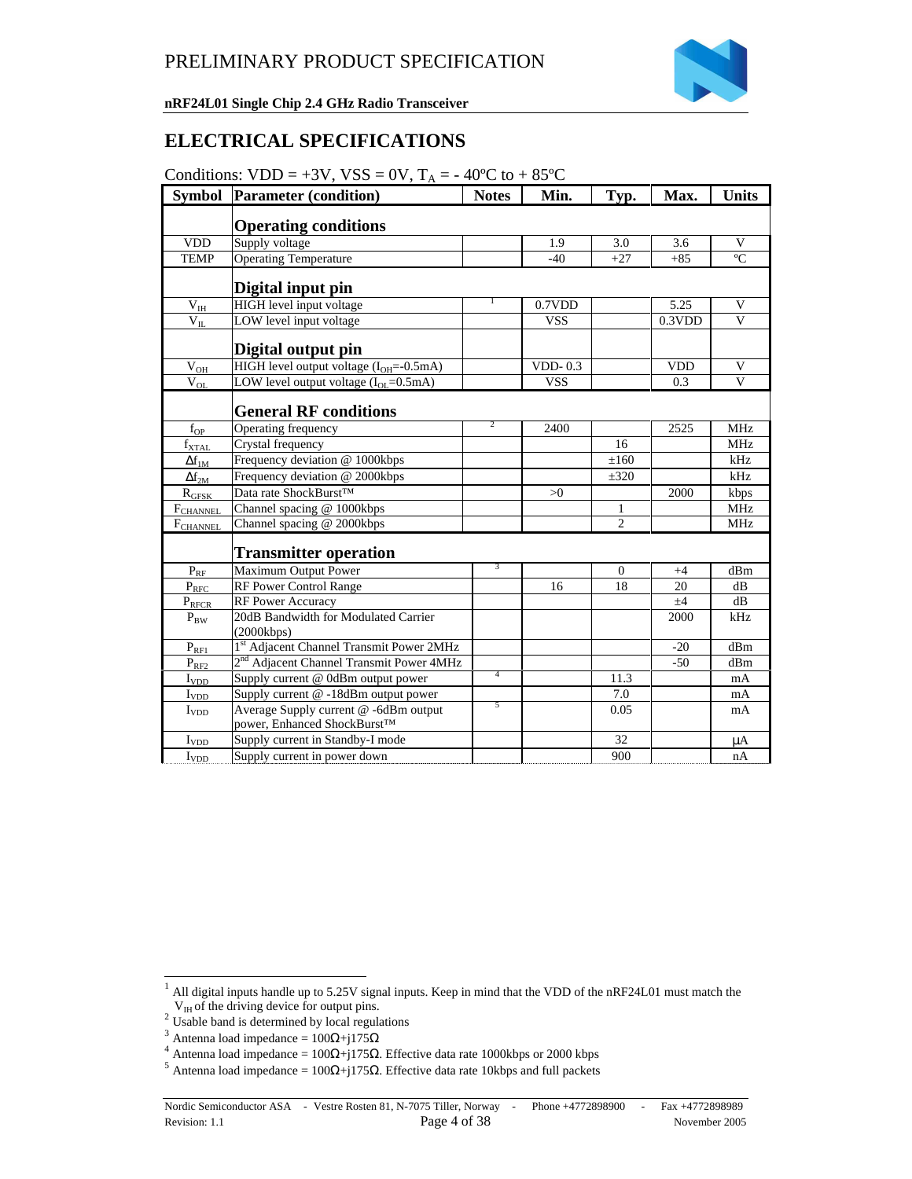# ELECTRICAL SPECIFICATIONS

Conditions: VDD = +3V, VSS = 0V, $T_A$ = - 40ºC to + 85ºC

| Symbol | Parameter (condition) | Notes | Min. | Typ. | Max. | Units |
|---|---|---|---|---|---|---|
| | **Operating conditions** | | | | | |
| VDD | Supply voltage | | 1.9 | 3.0 | 3.6 | V |
| TEMP | Operating Temperature | | -40 | +27 | +85 | ºC |
| | **Digital input pin** | | | | | |
| $V_{IH}$ | HIGH level input voltage | 1 | 0.7VDD | | 5.25 | V |
| $V_{IL}$ | LOW level input voltage | | VSS | | 0.3VDD | V |
| | **Digital output pin** | | | | | |
| $V_{OH}$ | HIGH level output voltage ($I_{OH}$=-0.5mA) | | VDD- 0.3 | | VDD | V |
| $V_{OL}$ | LOW level output voltage ($I_{OL}$=0.5mA) | | VSS | | 0.3 | V |
| | **General RF conditions** | | | | | |
| $f_{OP}$ | Operating frequency | 2 | 2400 | | 2525 | MHz |
| $f_{XTAL}$ | Crystal frequency | | | 16 | | MHz |
| $\Delta f_{1M}$ | Frequency deviation @ 1000kbps | | | ±160 | | kHz |
| $\Delta f_{2M}$ | Frequency deviation @ 2000kbps | | | ±320 | | kHz |
| $R_{GFSK}$ | Data rate ShockBurst™ | | >0 | | 2000 | kbps |
| $F_{CHANNEL}$ | Channel spacing @ 1000kbps | | | 1 | | MHz |
| $F_{CHANNEL}$ | Channel spacing @ 2000kbps | | | 2 | | MHz |
| | **Transmitter operation** | | | | | |
| $P_{RF}$ | Maximum Output Power | 3 | | 0 | +4 | dBm |
| $P_{RFC}$ | RF Power Control Range | | 16 | 18 | 20 | dB |
| $P_{RFCR}$ | RF Power Accuracy | | | | ±4 | dB |
| $P_{BW}$ | 20dB Bandwidth for Modulated Carrier (2000kbps) | | | | 2000 | kHz |
| $P_{RF1}$ | 1st Adjacent Channel Transmit Power 2MHz | | | | -20 | dBm |
| $P_{RF2}$ | 2nd Adjacent Channel Transmit Power 4MHz | | | | -50 | dBm |
| $I_{VDD}$ | Supply current @ 0dBm output power | 4 | | 11.3 | | mA |
| $I_{VDD}$ | Supply current @ -18dBm output power | | | 7.0 | | mA |
| $I_{VDD}$ | Average Supply current @ -6dBm output power, Enhanced ShockBurst™ | 5 | | 0.05 | | mA |
| $I_{VDD}$ | Supply current in Standby-I mode | | | 32 | | µA |
| $I_{VDD}$ | Supply current in power down | | | 900 | | nA |

[1] All digital inputs handle up to 5.25V signal inputs. Keep in mind that the VDD of the nRF24L01 must match the $V_{IH}$ of the driving device for output pins.

[2] Usable band is determined by local regulations

[3] Antenna load impedance = 100Ω+j175Ω

[4] Antenna load impedance = 100Ω+j175Ω. Effective data rate 1000kbps or 2000 kbps

[5] Antenna load impedance = 100Ω+j175Ω. Effective data rate 10kbps and full packets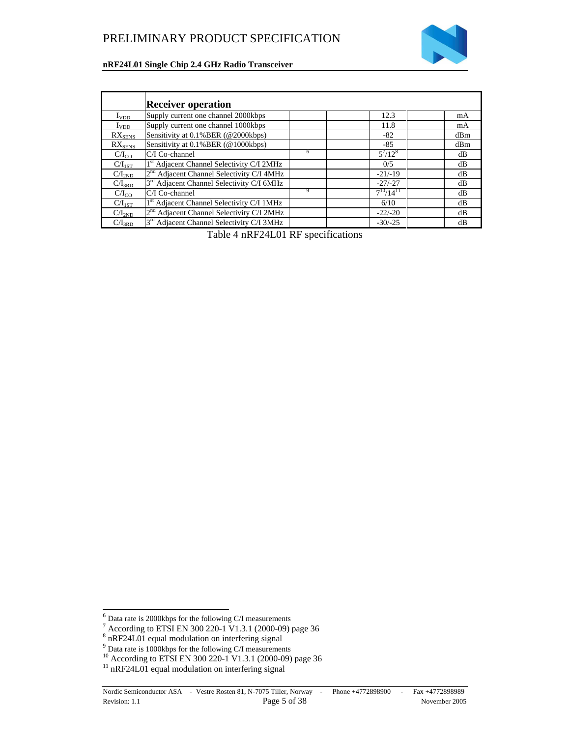| | **Receiver operation** | | | | | |
|---|---|---|---|---|---|---|
| $I_{VDD}$ | Supply current one channel 2000kbps | | | 12.3 | | mA |
| $I_{VDD}$ | Supply current one channel 1000kbps | | | 11.8 | | mA |
| $RX_{SENS}$ | Sensitivity at 0.1%BER (@2000kbps) | | | -82 | | dBm |
| $RX_{SENS}$ | Sensitivity at 0.1%BER (@1000kbps) | | | -85 | | dBm |
| $C/I_{CO}$ | C/I Co-channel | [6] | | 5[7]/12[8] | | dB |
| $C/I_{1ST}$ | 1st Adjacent Channel Selectivity C/I 2MHz | | | 0/5 | | dB |
| $C/I_{2ND}$ | 2nd Adjacent Channel Selectivity C/I 4MHz | | | -21/-19 | | dB |
| $C/I_{3RD}$ | 3rd Adjacent Channel Selectivity C/I 6MHz | | | -27/-27 | | dB |
| $C/I_{CO}$ | C/I Co-channel | [9] | | 7[10]/14[11] | | dB |
| $C/I_{1ST}$ | 1st Adjacent Channel Selectivity C/I 1MHz | | | 6/10 | | dB |
| $C/I_{2ND}$ | 2nd Adjacent Channel Selectivity C/I 2MHz | | | -22/-20 | | dB |
| $C/I_{3RD}$ | 3rd Adjacent Channel Selectivity C/I 3MHz | | | -30/-25 | | dB |

Table 4 nRF24L01 RF specifications

---

[6] Data rate is 2000kbps for the following C/I measurements

[7] According to ETSI EN 300 220-1 V1.3.1 (2000-09) page 36

[8] nRF24L01 equal modulation on interfering signal

[9] Data rate is 1000kbps for the following C/I measurements

[10] According to ETSI EN 300 220-1 V1.3.1 (2000-09) page 36

[11] nRF24L01 equal modulation on interfering signal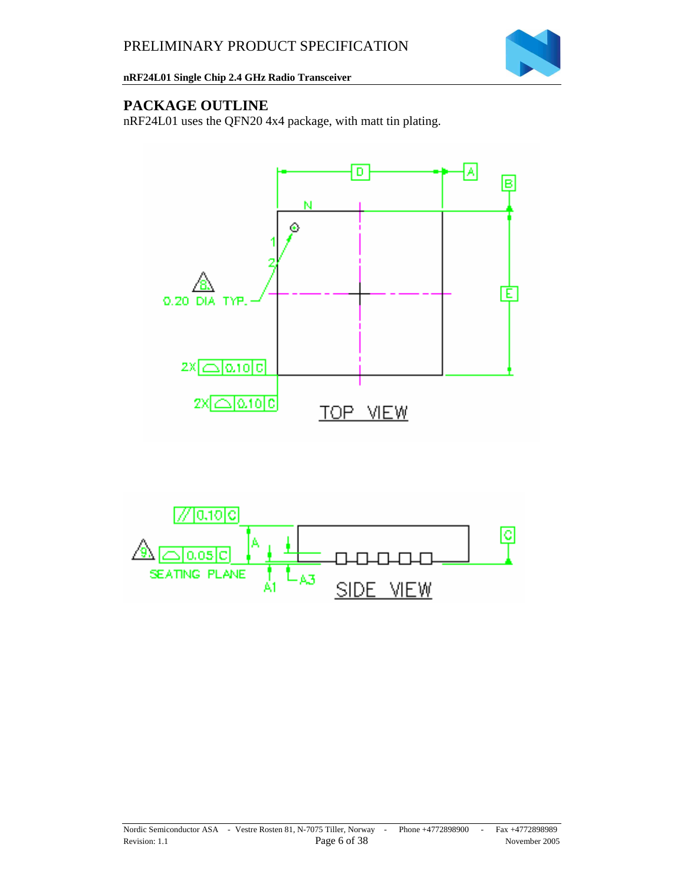## PACKAGE OUTLINE

nRF24L01 uses the QFN20 4x4 package, with matt tin plating.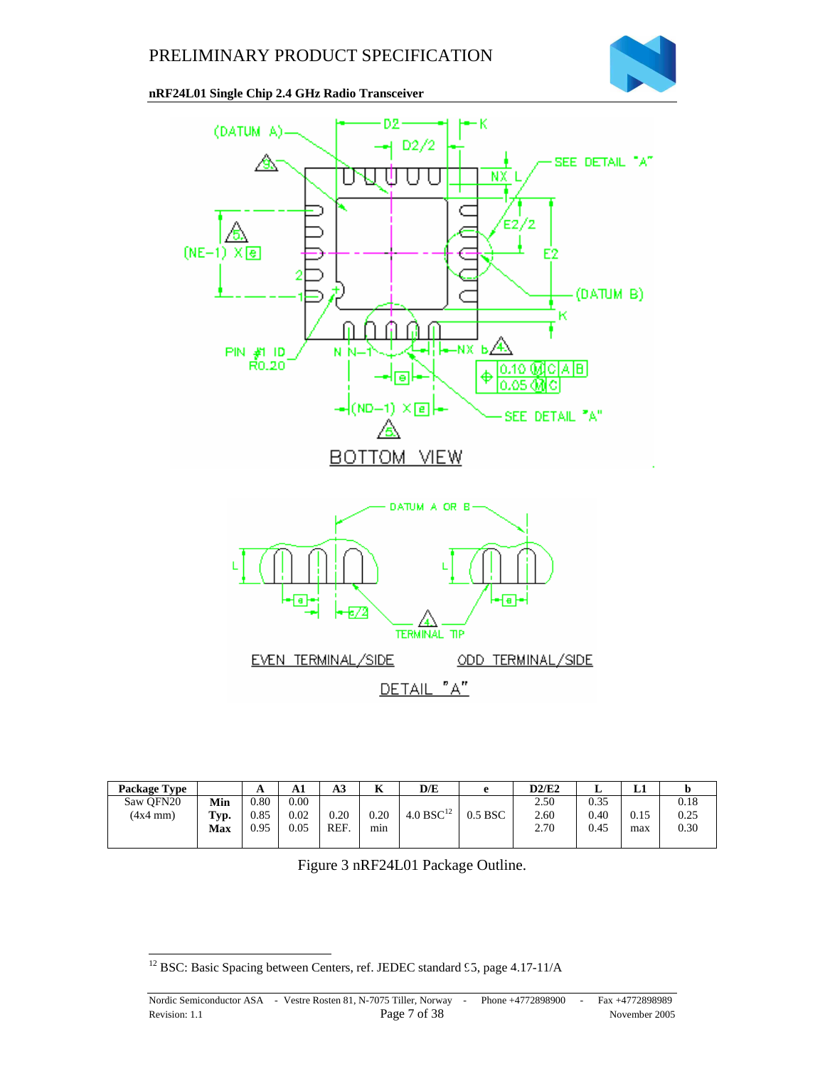| Package Type | | A | A1 | A3 | K | D/E | e | D2/E2 | L | L1 | b |
|---|---|---|---|---|---|---|---|---|---|---|---|
| Saw QFN20 (4x4 mm) | Min | 0.80 | 0.00 | | | | | 2.50 | 0.35 | | 0.18 |
| | Typ. | 0.85 | 0.02 | 0.20 | 0.20 | 4.0 BSC[12] | 0.5 BSC | 2.60 | 0.40 | 0.15 | 0.25 |
| | Max | 0.95 | 0.05 | REF. | min | | | 2.70 | 0.45 | max | 0.30 |

Figure 3 nRF24L01 Package Outline.

[12] BSC: Basic Spacing between Centers, ref. JEDEC standard 95, page 4.17-11/A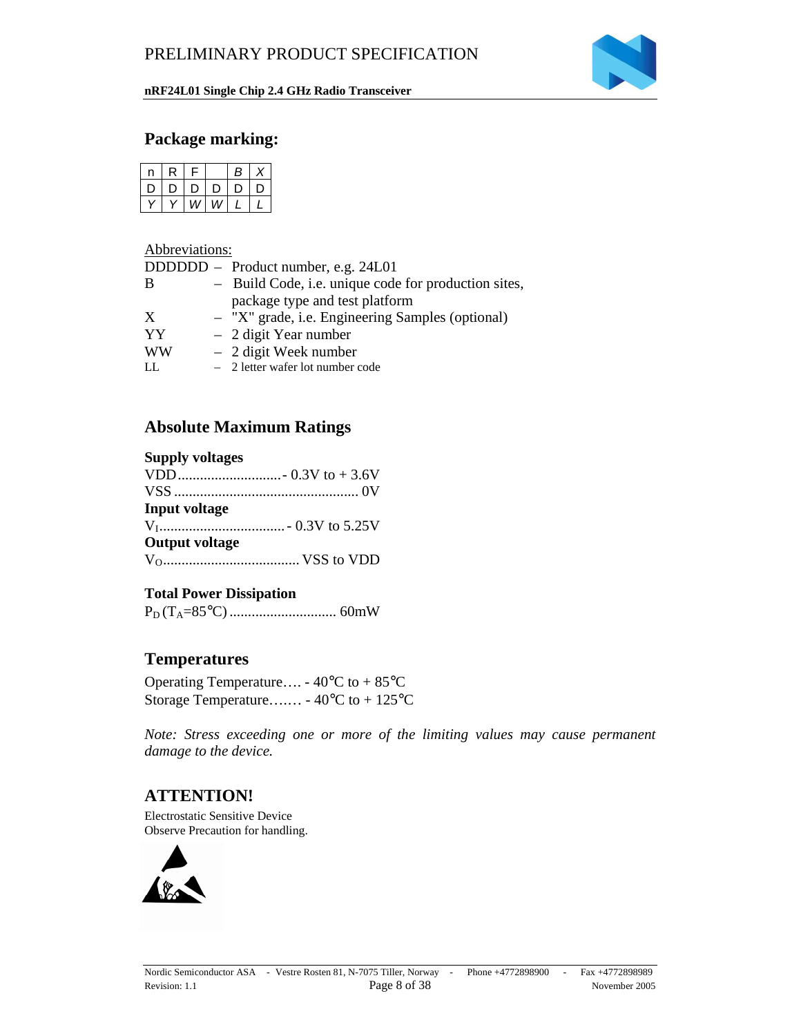## Package marking:

| n | R | F | | *B* | *X* |
|---|---|---|---|---|---|
| D | D | D | D | D | D |
| *Y* | *Y* | *W* | *W* | *L* | *L* |

Abbreviations:

DDDDDD – Product number, e.g. 24L01
B – Build Code, i.e. unique code for production sites, package type and test platform
X – "X" grade, i.e. Engineering Samples (optional)
YY – 2 digit Year number
WW – 2 digit Week number
LL – 2 letter wafer lot number code

## Absolute Maximum Ratings

**Supply voltages**

VDD............................- 0.3V to + 3.6V
VSS .................................................. 0V

**Input voltage**

$V_I$..................................- 0.3V to 5.25V

**Output voltage**

$V_O$..................................... VSS to VDD

**Total Power Dissipation**

$P_D$ ($T_A$=85°C) ............................ 60mW

## Temperatures

Operating Temperature…. - 40°C to + 85°C
Storage Temperature……. - 40°C to + 125°C

*Note: Stress exceeding one or more of the limiting values may cause permanent damage to the device.*

## ATTENTION!

Electrostatic Sensitive Device
Observe Precaution for handling.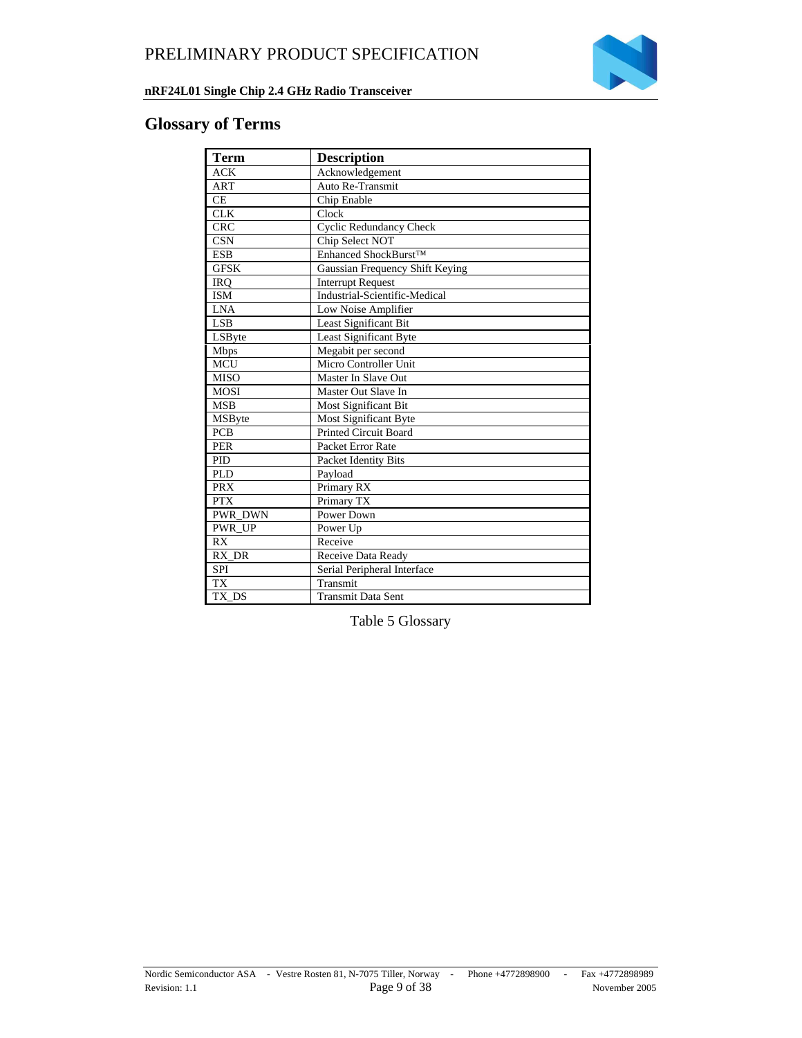## Glossary of Terms

| Term | Description |
|---|---|
| ACK | Acknowledgement |
| ART | Auto Re-Transmit |
| CE | Chip Enable |
| CLK | Clock |
| CRC | Cyclic Redundancy Check |
| CSN | Chip Select NOT |
| ESB | Enhanced ShockBurst™ |
| GFSK | Gaussian Frequency Shift Keying |
| IRQ | Interrupt Request |
| ISM | Industrial-Scientific-Medical |
| LNA | Low Noise Amplifier |
| LSB | Least Significant Bit |
| LSByte | Least Significant Byte |
| Mbps | Megabit per second |
| MCU | Micro Controller Unit |
| MISO | Master In Slave Out |
| MOSI | Master Out Slave In |
| MSB | Most Significant Bit |
| MSByte | Most Significant Byte |
| PCB | Printed Circuit Board |
| PER | Packet Error Rate |
| PID | Packet Identity Bits |
| PLD | Payload |
| PRX | Primary RX |
| PTX | Primary TX |
| PWR_DWN | Power Down |
| PWR_UP | Power Up |
| RX | Receive |
| RX_DR | Receive Data Ready |
| SPI | Serial Peripheral Interface |
| TX | Transmit |
| TX_DS | Transmit Data Sent |

Table 5 Glossary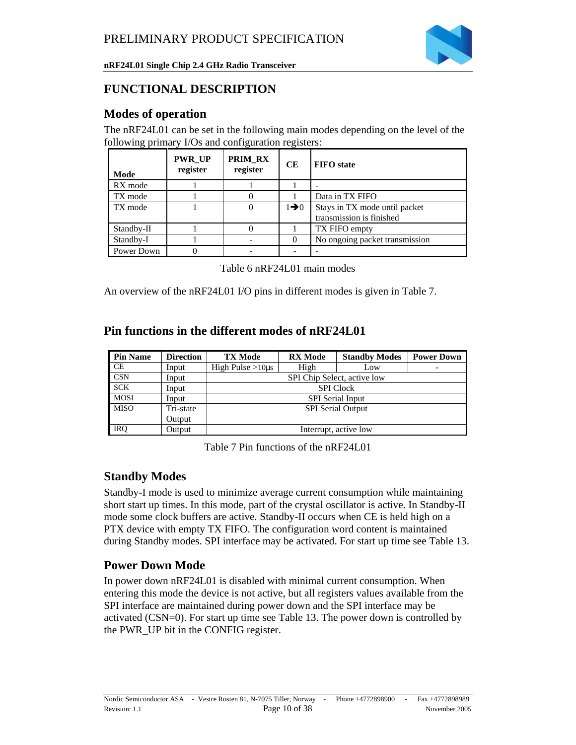## FUNCTIONAL DESCRIPTION

### Modes of operation

The nRF24L01 can be set in the following main modes depending on the level of the following primary I/Os and configuration registers:

| Mode | PWR_UP register | PRIM_RX register | CE | FIFO state |
|---|---|---|---|---|
| RX mode | 1 | 1 | 1 | - |
| TX mode | 1 | 0 | 1 | Data in TX FIFO |
| TX mode | 1 | 0 | 1→0 | Stays in TX mode until packet transmission is finished |
| Standby-II | 1 | 0 | 1 | TX FIFO empty |
| Standby-I | 1 | - | 0 | No ongoing packet transmission |
| Power Down | 0 | - | - | - |

Table 6 nRF24L01 main modes

An overview of the nRF24L01 I/O pins in different modes is given in Table 7.

### Pin functions in the different modes of nRF24L01

| Pin Name | Direction | TX Mode | RX Mode | Standby Modes | Power Down |
|---|---|---|---|---|---|
| CE | Input | High Pulse >10µs | High | Low | - |
| CSN | Input | SPI Chip Select, active low | | | |
| SCK | Input | SPI Clock | | | |
| MOSI | Input | SPI Serial Input | | | |
| MISO | Tri-state Output | SPI Serial Output | | | |
| IRQ | Output | Interrupt, active low | | | |

Table 7 Pin functions of the nRF24L01

### Standby Modes

Standby-I mode is used to minimize average current consumption while maintaining short start up times. In this mode, part of the crystal oscillator is active. In Standby-II mode some clock buffers are active. Standby-II occurs when CE is held high on a PTX device with empty TX FIFO. The configuration word content is maintained during Standby modes. SPI interface may be activated. For start up time see Table 13.

### Power Down Mode

In power down nRF24L01 is disabled with minimal current consumption. When entering this mode the device is not active, but all registers values available from the SPI interface are maintained during power down and the SPI interface may be activated (CSN=0). For start up time see Table 13. The power down is controlled by the PWR_UP bit in the CONFIG register.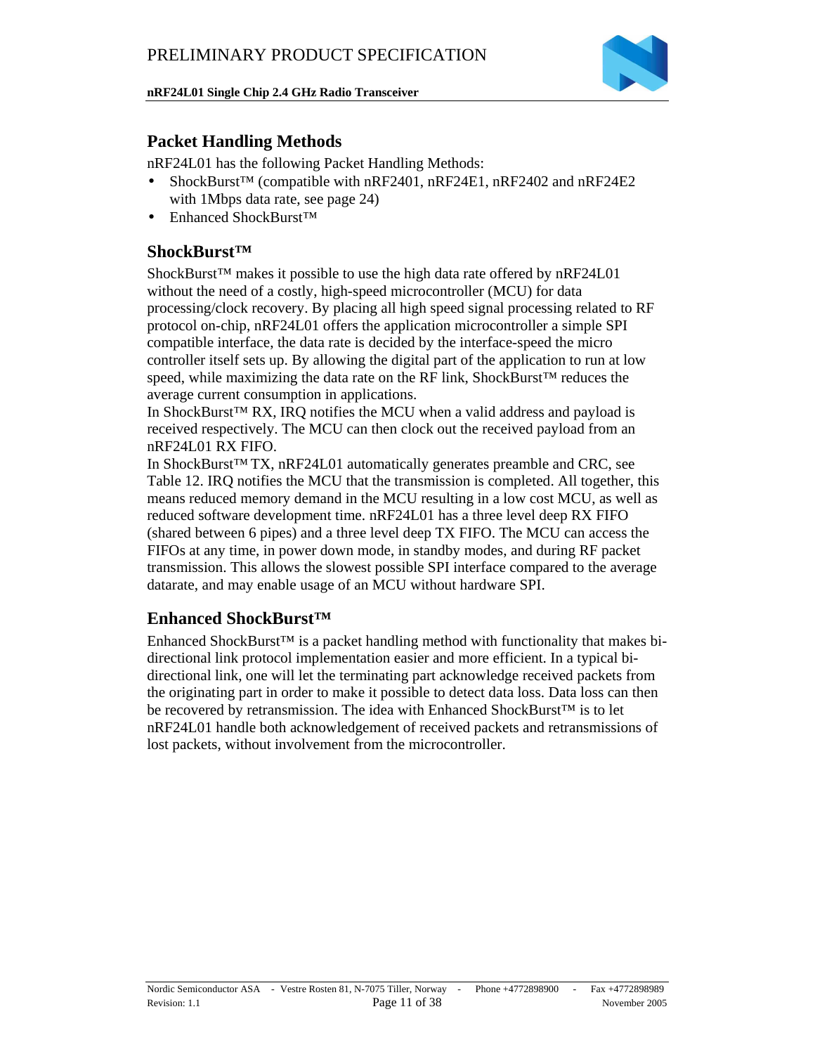## Packet Handling Methods

nRF24L01 has the following Packet Handling Methods:

- ShockBurst™ (compatible with nRF2401, nRF24E1, nRF2402 and nRF24E2 with 1Mbps data rate, see page 24)
- Enhanced ShockBurst™

### ShockBurst™

ShockBurst™ makes it possible to use the high data rate offered by nRF24L01 without the need of a costly, high-speed microcontroller (MCU) for data processing/clock recovery. By placing all high speed signal processing related to RF protocol on-chip, nRF24L01 offers the application microcontroller a simple SPI compatible interface, the data rate is decided by the interface-speed the micro controller itself sets up. By allowing the digital part of the application to run at low speed, while maximizing the data rate on the RF link, ShockBurst™ reduces the average current consumption in applications.

In ShockBurst™ RX, IRQ notifies the MCU when a valid address and payload is received respectively. The MCU can then clock out the received payload from an nRF24L01 RX FIFO.

In ShockBurst™ TX, nRF24L01 automatically generates preamble and CRC, see Table 12. IRQ notifies the MCU that the transmission is completed. All together, this means reduced memory demand in the MCU resulting in a low cost MCU, as well as reduced software development time. nRF24L01 has a three level deep RX FIFO (shared between 6 pipes) and a three level deep TX FIFO. The MCU can access the FIFOs at any time, in power down mode, in standby modes, and during RF packet transmission. This allows the slowest possible SPI interface compared to the average datarate, and may enable usage of an MCU without hardware SPI.

### Enhanced ShockBurst™

Enhanced ShockBurst™ is a packet handling method with functionality that makes bi-directional link protocol implementation easier and more efficient. In a typical bi-directional link, one will let the terminating part acknowledge received packets from the originating part in order to make it possible to detect data loss. Data loss can then be recovered by retransmission. The idea with Enhanced ShockBurst™ is to let nRF24L01 handle both acknowledgement of received packets and retransmissions of lost packets, without involvement from the microcontroller.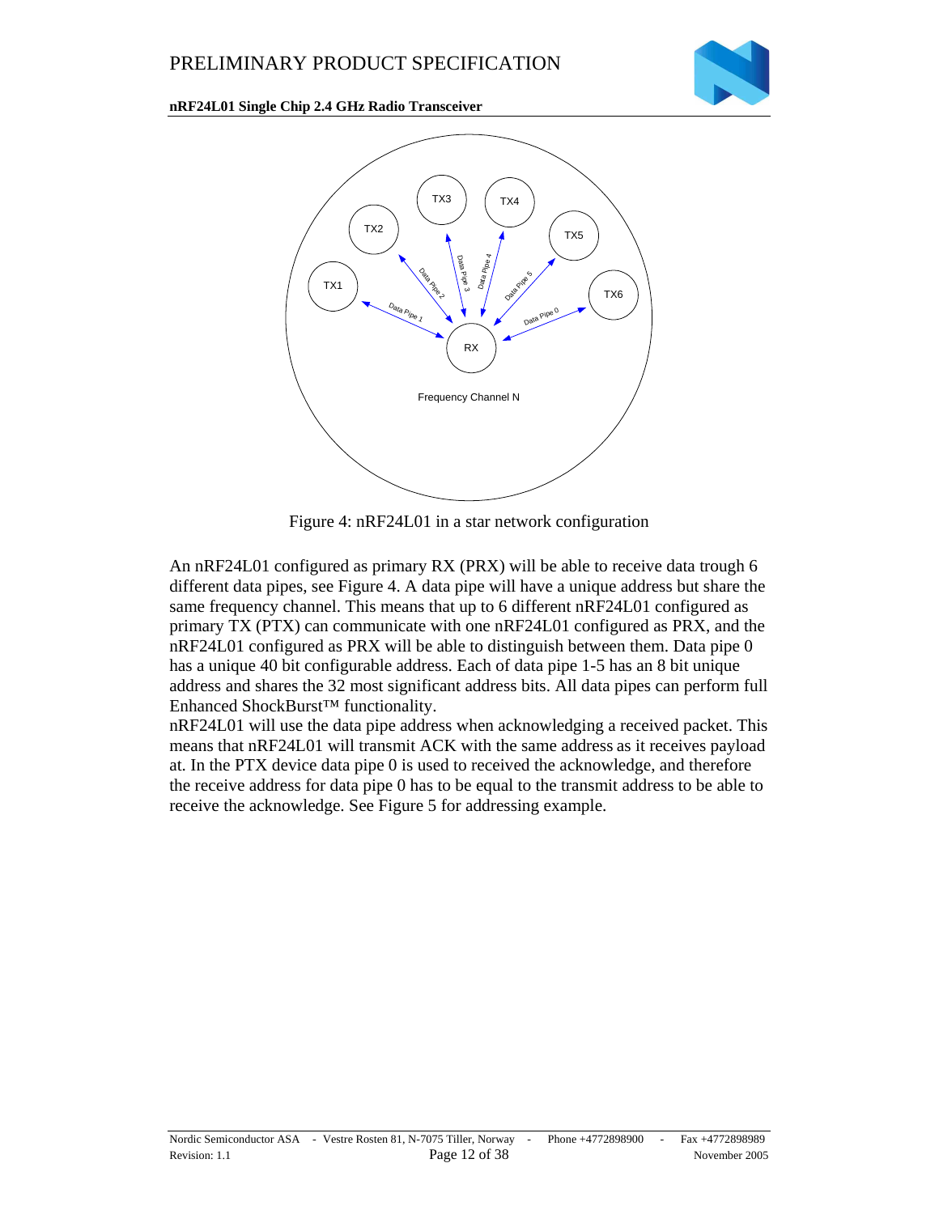Figure 4: nRF24L01 in a star network configuration

An nRF24L01 configured as primary RX (PRX) will be able to receive data trough 6 different data pipes, see Figure 4. A data pipe will have a unique address but share the same frequency channel. This means that up to 6 different nRF24L01 configured as primary TX (PTX) can communicate with one nRF24L01 configured as PRX, and the nRF24L01 configured as PRX will be able to distinguish between them. Data pipe 0 has a unique 40 bit configurable address. Each of data pipe 1-5 has an 8 bit unique address and shares the 32 most significant address bits. All data pipes can perform full Enhanced ShockBurst™ functionality.

nRF24L01 will use the data pipe address when acknowledging a received packet. This means that nRF24L01 will transmit ACK with the same address as it receives payload at. In the PTX device data pipe 0 is used to received the acknowledge, and therefore the receive address for data pipe 0 has to be equal to the transmit address to be able to receive the acknowledge. See Figure 5 for addressing example.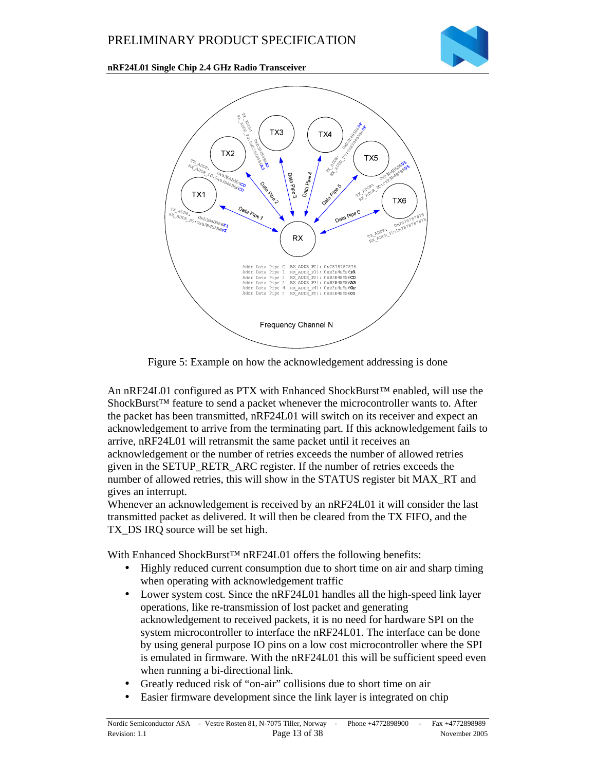Figure 5: Example on how the acknowledgement addressing is done

An nRF24L01 configured as PTX with Enhanced ShockBurst™ enabled, will use the ShockBurst™ feature to send a packet whenever the microcontroller wants to. After the packet has been transmitted, nRF24L01 will switch on its receiver and expect an acknowledgement to arrive from the terminating part. If this acknowledgement fails to arrive, nRF24L01 will retransmit the same packet until it receives an acknowledgement or the number of retries exceeds the number of allowed retries given in the SETUP_RETR_ARC register. If the number of retries exceeds the number of allowed retries, this will show in the STATUS register bit MAX_RT and gives an interrupt.
Whenever an acknowledgement is received by an nRF24L01 it will consider the last transmitted packet as delivered. It will then be cleared from the TX FIFO, and the TX_DS IRQ source will be set high.

With Enhanced ShockBurst™ nRF24L01 offers the following benefits:

- Highly reduced current consumption due to short time on air and sharp timing when operating with acknowledgement traffic
- Lower system cost. Since the nRF24L01 handles all the high-speed link layer operations, like re-transmission of lost packet and generating acknowledgement to received packets, it is no need for hardware SPI on the system microcontroller to interface the nRF24L01. The interface can be done by using general purpose IO pins on a low cost microcontroller where the SPI is emulated in firmware. With the nRF24L01 this will be sufficient speed even when running a bi-directional link.
- Greatly reduced risk of “on-air” collisions due to short time on air
- Easier firmware development since the link layer is integrated on chip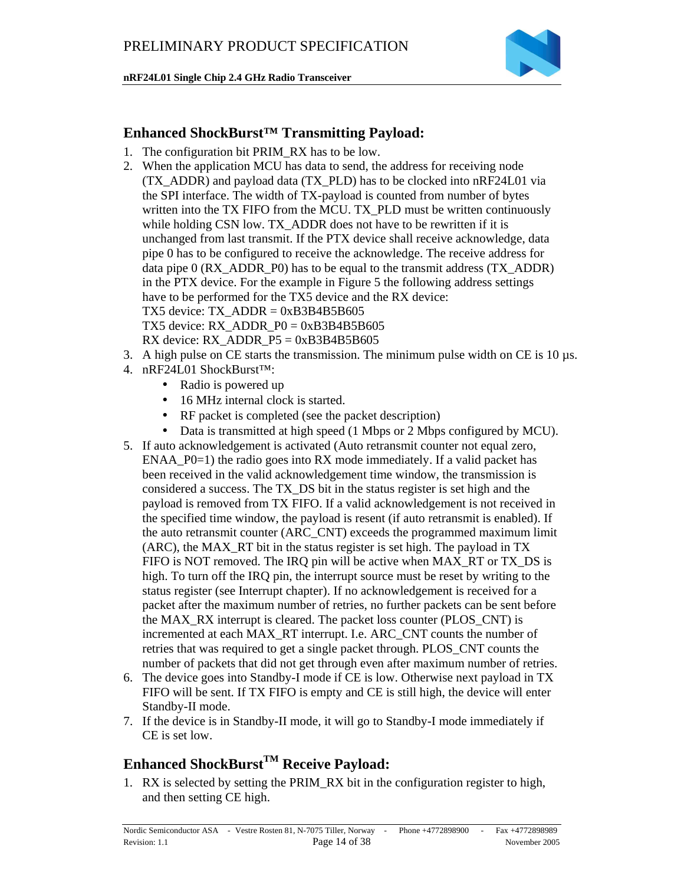## Enhanced ShockBurst™ Transmitting Payload:

1. The configuration bit PRIM_RX has to be low.
2. When the application MCU has data to send, the address for receiving node (TX_ADDR) and payload data (TX_PLD) has to be clocked into nRF24L01 via the SPI interface. The width of TX-payload is counted from number of bytes written into the TX FIFO from the MCU. TX_PLD must be written continuously while holding CSN low. TX_ADDR does not have to be rewritten if it is unchanged from last transmit. If the PTX device shall receive acknowledge, data pipe 0 has to be configured to receive the acknowledge. The receive address for data pipe 0 (RX_ADDR_P0) has to be equal to the transmit address (TX_ADDR) in the PTX device. For the example in Figure 5 the following address settings have to be performed for the TX5 device and the RX device:
   TX5 device: TX_ADDR = 0xB3B4B5B605
   TX5 device: RX_ADDR_P0 = 0xB3B4B5B605
   RX device: RX_ADDR_P5 = 0xB3B4B5B605
3. A high pulse on CE starts the transmission. The minimum pulse width on CE is 10 µs.
4. nRF24L01 ShockBurst™:
   - Radio is powered up
   - 16 MHz internal clock is started.
   - RF packet is completed (see the packet description)
   - Data is transmitted at high speed (1 Mbps or 2 Mbps configured by MCU).
5. If auto acknowledgement is activated (Auto retransmit counter not equal zero, ENAA_P0=1) the radio goes into RX mode immediately. If a valid packet has been received in the valid acknowledgement time window, the transmission is considered a success. The TX_DS bit in the status register is set high and the payload is removed from TX FIFO. If a valid acknowledgement is not received in the specified time window, the payload is resent (if auto retransmit is enabled). If the auto retransmit counter (ARC_CNT) exceeds the programmed maximum limit (ARC), the MAX_RT bit in the status register is set high. The payload in TX FIFO is NOT removed. The IRQ pin will be active when MAX_RT or TX_DS is high. To turn off the IRQ pin, the interrupt source must be reset by writing to the status register (see Interrupt chapter). If no acknowledgement is received for a packet after the maximum number of retries, no further packets can be sent before the MAX_RX interrupt is cleared. The packet loss counter (PLOS_CNT) is incremented at each MAX_RT interrupt. I.e. ARC_CNT counts the number of retries that was required to get a single packet through. PLOS_CNT counts the number of packets that did not get through even after maximum number of retries.
6. The device goes into Standby-I mode if CE is low. Otherwise next payload in TX FIFO will be sent. If TX FIFO is empty and CE is still high, the device will enter Standby-II mode.
7. If the device is in Standby-II mode, it will go to Standby-I mode immediately if CE is set low.

## Enhanced ShockBurst™ Receive Payload:

1. RX is selected by setting the PRIM_RX bit in the configuration register to high, and then setting CE high.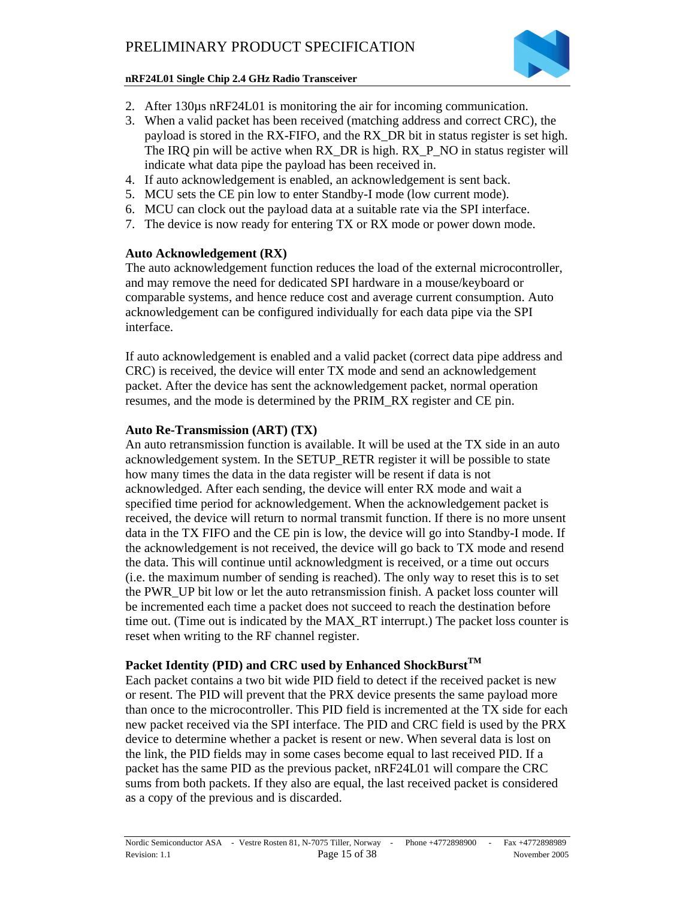2. After 130µs nRF24L01 is monitoring the air for incoming communication.
3. When a valid packet has been received (matching address and correct CRC), the payload is stored in the RX-FIFO, and the RX_DR bit in status register is set high. The IRQ pin will be active when RX_DR is high. RX_P_NO in status register will indicate what data pipe the payload has been received in.
4. If auto acknowledgement is enabled, an acknowledgement is sent back.
5. MCU sets the CE pin low to enter Standby-I mode (low current mode).
6. MCU can clock out the payload data at a suitable rate via the SPI interface.
7. The device is now ready for entering TX or RX mode or power down mode.

**Auto Acknowledgement (RX)**
The auto acknowledgement function reduces the load of the external microcontroller, and may remove the need for dedicated SPI hardware in a mouse/keyboard or comparable systems, and hence reduce cost and average current consumption. Auto acknowledgement can be configured individually for each data pipe via the SPI interface.

If auto acknowledgement is enabled and a valid packet (correct data pipe address and CRC) is received, the device will enter TX mode and send an acknowledgement packet. After the device has sent the acknowledgement packet, normal operation resumes, and the mode is determined by the PRIM_RX register and CE pin.

**Auto Re-Transmission (ART) (TX)**
An auto retransmission function is available. It will be used at the TX side in an auto acknowledgement system. In the SETUP_RETR register it will be possible to state how many times the data in the data register will be resent if data is not acknowledged. After each sending, the device will enter RX mode and wait a specified time period for acknowledgement. When the acknowledgement packet is received, the device will return to normal transmit function. If there is no more unsent data in the TX FIFO and the CE pin is low, the device will go into Standby-I mode. If the acknowledgement is not received, the device will go back to TX mode and resend the data. This will continue until acknowledgment is received, or a time out occurs (i.e. the maximum number of sending is reached). The only way to reset this is to set the PWR_UP bit low or let the auto retransmission finish. A packet loss counter will be incremented each time a packet does not succeed to reach the destination before time out. (Time out is indicated by the MAX_RT interrupt.) The packet loss counter is reset when writing to the RF channel register.

**Packet Identity (PID) and CRC used by Enhanced ShockBurst™**
Each packet contains a two bit wide PID field to detect if the received packet is new or resent. The PID will prevent that the PRX device presents the same payload more than once to the microcontroller. This PID field is incremented at the TX side for each new packet received via the SPI interface. The PID and CRC field is used by the PRX device to determine whether a packet is resent or new. When several data is lost on the link, the PID fields may in some cases become equal to last received PID. If a packet has the same PID as the previous packet, nRF24L01 will compare the CRC sums from both packets. If they also are equal, the last received packet is considered as a copy of the previous and is discarded.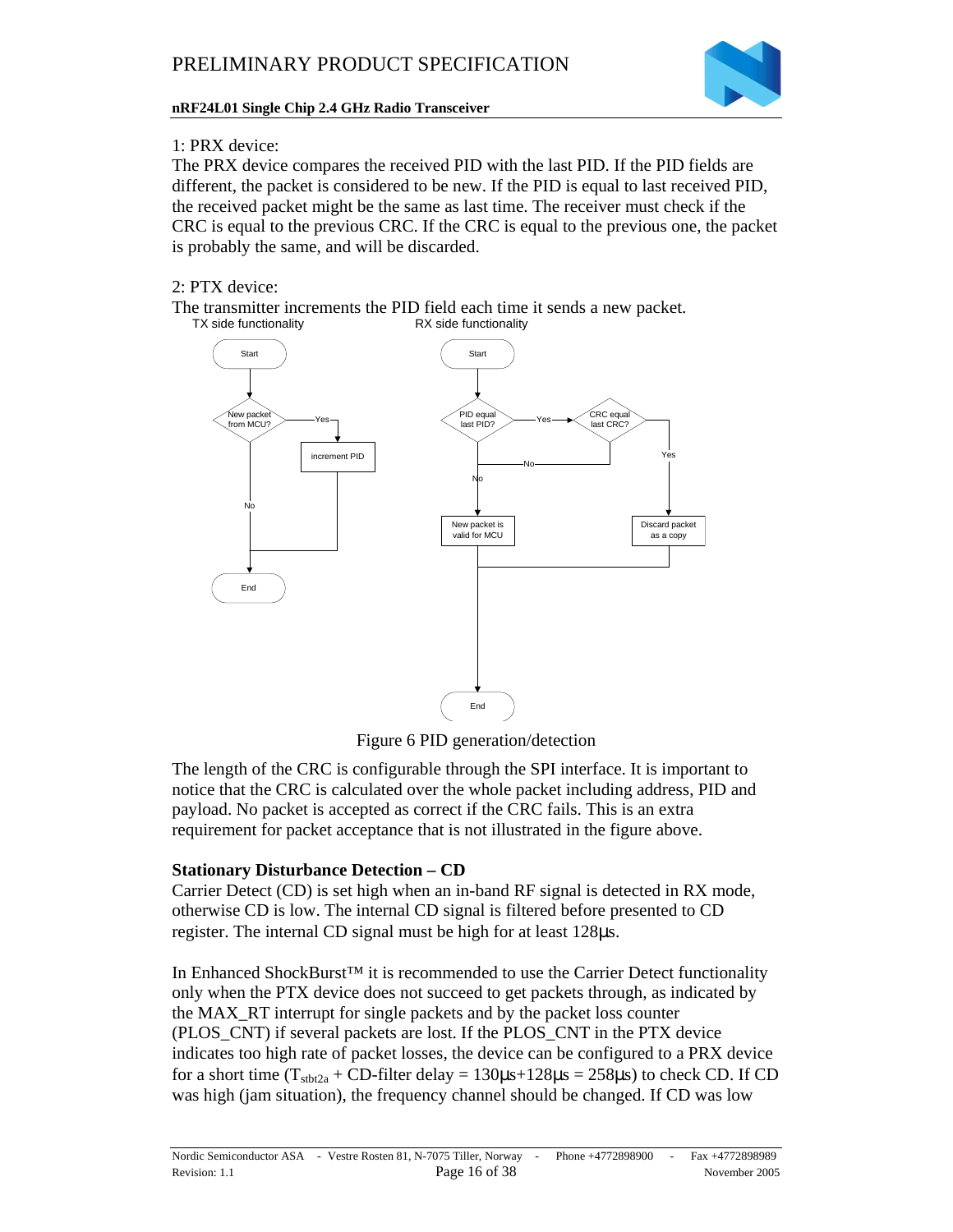1: PRX device:
The PRX device compares the received PID with the last PID. If the PID fields are different, the packet is considered to be new. If the PID is equal to last received PID, the received packet might be the same as last time. The receiver must check if the CRC is equal to the previous CRC. If the CRC is equal to the previous one, the packet is probably the same, and will be discarded.

2: PTX device:
The transmitter increments the PID field each time it sends a new packet.

TX side functionality

RX side functionality

Start

New packet from MCU?

Yes

increment PID

No

End

PID equal last PID?

CRC equal last CRC?

New packet is valid for MCU

Discard packet as a copy

Figure 6 PID generation/detection

The length of the CRC is configurable through the SPI interface. It is important to notice that the CRC is calculated over the whole packet including address, PID and payload. No packet is accepted as correct if the CRC fails. This is an extra requirement for packet acceptance that is not illustrated in the figure above.

**Stationary Disturbance Detection – CD**

Carrier Detect (CD) is set high when an in-band RF signal is detected in RX mode, otherwise CD is low. The internal CD signal is filtered before presented to CD register. The internal CD signal must be high for at least 128µs.

In Enhanced ShockBurst™ it is recommended to use the Carrier Detect functionality only when the PTX device does not succeed to get packets through, as indicated by the MAX_RT interrupt for single packets and by the packet loss counter (PLOS_CNT) if several packets are lost. If the PLOS_CNT in the PTX device indicates too high rate of packet losses, the device can be configured to a PRX device for a short time ($T_{stbt2a}$ + CD-filter delay = 130µs+128µs = 258µs) to check CD. If CD was high (jam situation), the frequency channel should be changed. If CD was low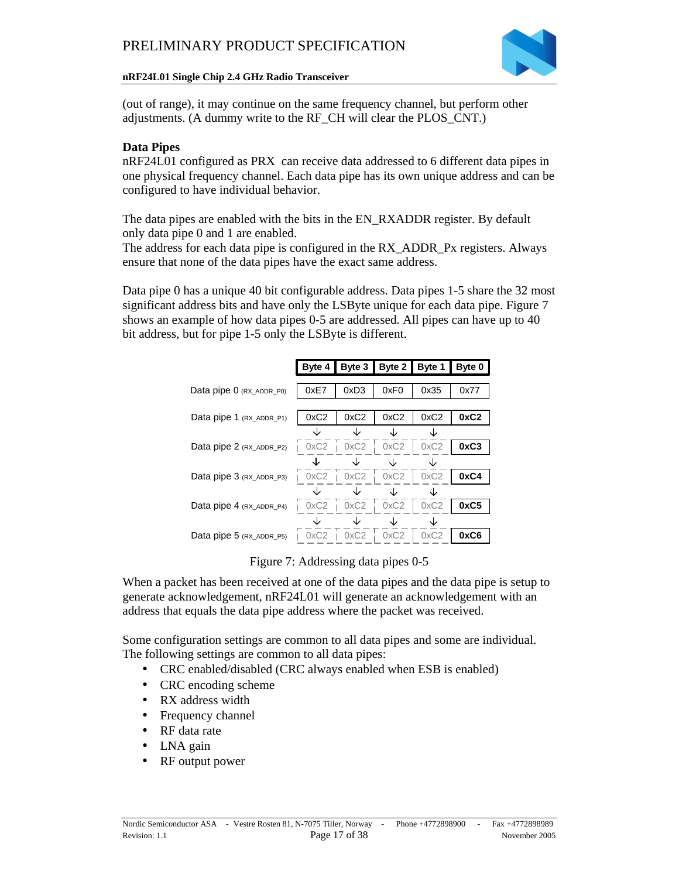(out of range), it may continue on the same frequency channel, but perform other adjustments. (A dummy write to the RF_CH will clear the PLOS_CNT.)

### Data Pipes

nRF24L01 configured as PRX can receive data addressed to 6 different data pipes in one physical frequency channel. Each data pipe has its own unique address and can be configured to have individual behavior.

The data pipes are enabled with the bits in the EN_RXADDR register. By default only data pipe 0 and 1 are enabled.
The address for each data pipe is configured in the RX_ADDR_Px registers. Always ensure that none of the data pipes have the exact same address.

Data pipe 0 has a unique 40 bit configurable address. Data pipes 1-5 share the 32 most significant address bits and have only the LSByte unique for each data pipe. Figure 7 shows an example of how data pipes 0-5 are addressed. All pipes can have up to 40 bit address, but for pipe 1-5 only the LSByte is different.

| | Byte 4 | Byte 3 | Byte 2 | Byte 1 | Byte 0 |
|---|---|---|---|---|---|
| Data pipe 0 (RX_ADDR_P0) | 0xE7 | 0xD3 | 0xF0 | 0x35 | 0x77 |
| Data pipe 1 (RX_ADDR_P1) | 0xC2 | 0xC2 | 0xC2 | 0xC2 | **0xC2** |
| Data pipe 2 (RX_ADDR_P2) | 0xC2 | 0xC2 | 0xC2 | 0xC2 | **0xC3** |
| Data pipe 3 (RX_ADDR_P3) | 0xC2 | 0xC2 | 0xC2 | 0xC2 | **0xC4** |
| Data pipe 4 (RX_ADDR_P4) | 0xC2 | 0xC2 | 0xC2 | 0xC2 | **0xC5** |
| Data pipe 5 (RX_ADDR_P5) | 0xC2 | 0xC2 | 0xC2 | 0xC2 | **0xC6** |

Figure 7: Addressing data pipes 0-5

When a packet has been received at one of the data pipes and the data pipe is setup to generate acknowledgement, nRF24L01 will generate an acknowledgement with an address that equals the data pipe address where the packet was received.

Some configuration settings are common to all data pipes and some are individual.
The following settings are common to all data pipes:

- CRC enabled/disabled (CRC always enabled when ESB is enabled)
- CRC encoding scheme
- RX address width
- Frequency channel
- RF data rate
- LNA gain
- RF output power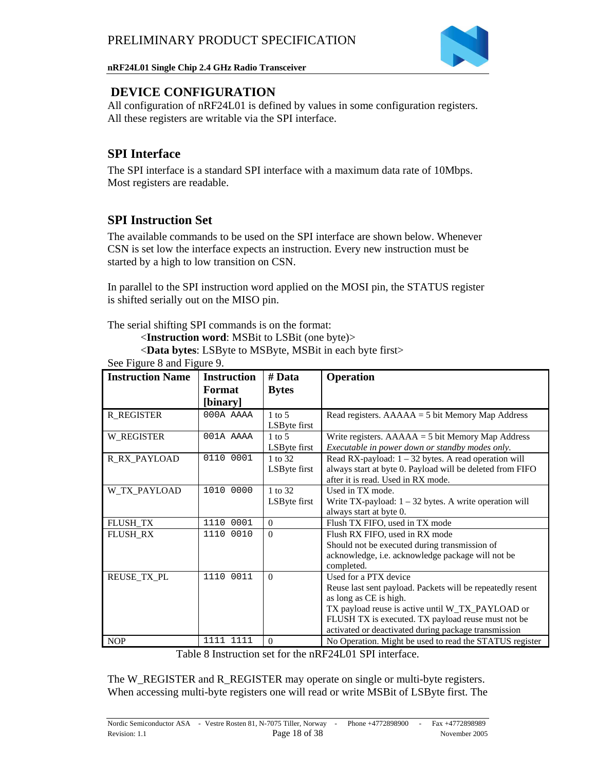## DEVICE CONFIGURATION

All configuration of nRF24L01 is defined by values in some configuration registers. All these registers are writable via the SPI interface.

### SPI Interface

The SPI interface is a standard SPI interface with a maximum data rate of 10Mbps. Most registers are readable.

### SPI Instruction Set

The available commands to be used on the SPI interface are shown below. Whenever CSN is set low the interface expects an instruction. Every new instruction must be started by a high to low transition on CSN.

In parallel to the SPI instruction word applied on the MOSI pin, the STATUS register is shifted serially out on the MISO pin.

The serial shifting SPI commands is on the format:

<**Instruction word**: MSBit to LSBit (one byte)>

<**Data bytes**: LSByte to MSByte, MSBit in each byte first>

See Figure 8 and Figure 9.

| Instruction Name | Instruction Format [binary] | # Data Bytes | Operation |
|---|---|---|---|
| R_REGISTER | `000A AAAA` | 1 to 5 LSByte first | Read registers. AAAAA = 5 bit Memory Map Address |
| W_REGISTER | `001A AAAA` | 1 to 5 LSByte first | Write registers. AAAAA = 5 bit Memory Map Address *Executable in power down or standby modes only.* |
| R_RX_PAYLOAD | `0110 0001` | 1 to 32 LSByte first | Read RX-payload: 1 – 32 bytes. A read operation will always start at byte 0. Payload will be deleted from FIFO after it is read. Used in RX mode. |
| W_TX_PAYLOAD | `1010 0000` | 1 to 32 LSByte first | Used in TX mode. Write TX-payload: 1 – 32 bytes. A write operation will always start at byte 0. |
| FLUSH_TX | `1110 0001` | 0 | Flush TX FIFO, used in TX mode |
| FLUSH_RX | `1110 0010` | 0 | Flush RX FIFO, used in RX mode Should not be executed during transmission of acknowledge, i.e. acknowledge package will not be completed. |
| REUSE_TX_PL | `1110 0011` | 0 | Used for a PTX device Reuse last sent payload. Packets will be repeatedly resent as long as CE is high. TX payload reuse is active until W_TX_PAYLOAD or FLUSH TX is executed. TX payload reuse must not be activated or deactivated during package transmission |
| NOP | `1111 1111` | 0 | No Operation. Might be used to read the STATUS register |

Table 8 Instruction set for the nRF24L01 SPI interface.

The W_REGISTER and R_REGISTER may operate on single or multi-byte registers. When accessing multi-byte registers one will read or write MSBit of LSByte first. The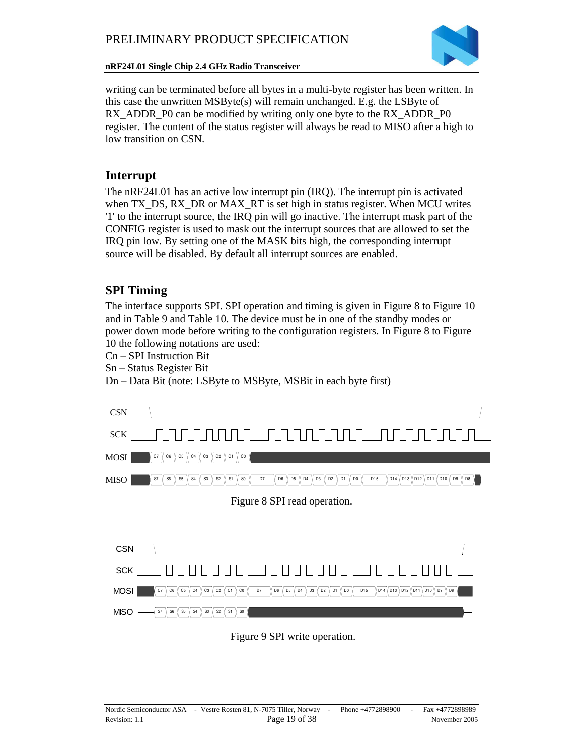writing can be terminated before all bytes in a multi-byte register has been written. In this case the unwritten MSByte(s) will remain unchanged. E.g. the LSByte of RX_ADDR_P0 can be modified by writing only one byte to the RX_ADDR_P0 register. The content of the status register will always be read to MISO after a high to low transition on CSN.

## Interrupt

The nRF24L01 has an active low interrupt pin (IRQ). The interrupt pin is activated when TX_DS, RX_DR or MAX_RT is set high in status register. When MCU writes '1' to the interrupt source, the IRQ pin will go inactive. The interrupt mask part of the CONFIG register is used to mask out the interrupt sources that are allowed to set the IRQ pin low. By setting one of the MASK bits high, the corresponding interrupt source will be disabled. By default all interrupt sources are enabled.

## SPI Timing

The interface supports SPI. SPI operation and timing is given in Figure 8 to Figure 10 and in Table 9 and Table 10. The device must be in one of the standby modes or power down mode before writing to the configuration registers. In Figure 8 to Figure 10 the following notations are used:

Cn – SPI Instruction Bit
Sn – Status Register Bit
Dn – Data Bit (note: LSByte to MSByte, MSBit in each byte first)

Figure 8 SPI read operation.

Figure 9 SPI write operation.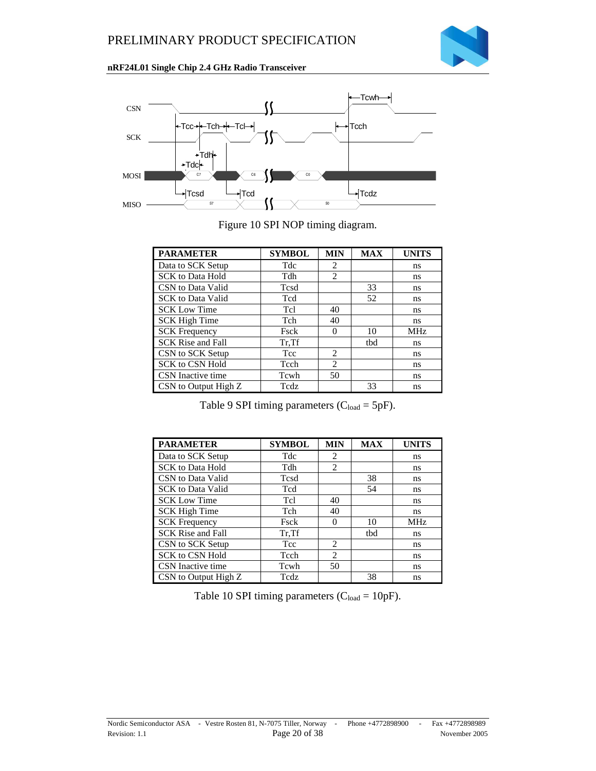Figure 10 SPI NOP timing diagram.

| PARAMETER | SYMBOL | MIN | MAX | UNITS |
|---|---|---|---|---|
| Data to SCK Setup | Tdc | 2 | | ns |
| SCK to Data Hold | Tdh | 2 | | ns |
| CSN to Data Valid | Tcsd | | 33 | ns |
| SCK to Data Valid | Tcd | | 52 | ns |
| SCK Low Time | Tcl | 40 | | ns |
| SCK High Time | Tch | 40 | | ns |
| SCK Frequency | Fsck | 0 | 10 | MHz |
| SCK Rise and Fall | Tr,Tf | | tbd | ns |
| CSN to SCK Setup | Tcc | 2 | | ns |
| SCK to CSN Hold | Tcch | 2 | | ns |
| CSN Inactive time | Tcwh | 50 | | ns |
| CSN to Output High Z | Tcdz | | 33 | ns |

Table 9 SPI timing parameters ($C_{load}$ = 5pF).

| PARAMETER | SYMBOL | MIN | MAX | UNITS |
|---|---|---|---|---|
| Data to SCK Setup | Tdc | 2 | | ns |
| SCK to Data Hold | Tdh | 2 | | ns |
| CSN to Data Valid | Tcsd | | 38 | ns |
| SCK to Data Valid | Tcd | | 54 | ns |
| SCK Low Time | Tcl | 40 | | ns |
| SCK High Time | Tch | 40 | | ns |
| SCK Frequency | Fsck | 0 | 10 | MHz |
| SCK Rise and Fall | Tr,Tf | | tbd | ns |
| CSN to SCK Setup | Tcc | 2 | | ns |
| SCK to CSN Hold | Tcch | 2 | | ns |
| CSN Inactive time | Tcwh | 50 | | ns |
| CSN to Output High Z | Tcdz | | 38 | ns |

Table 10 SPI timing parameters ($C_{load}$ = 10pF).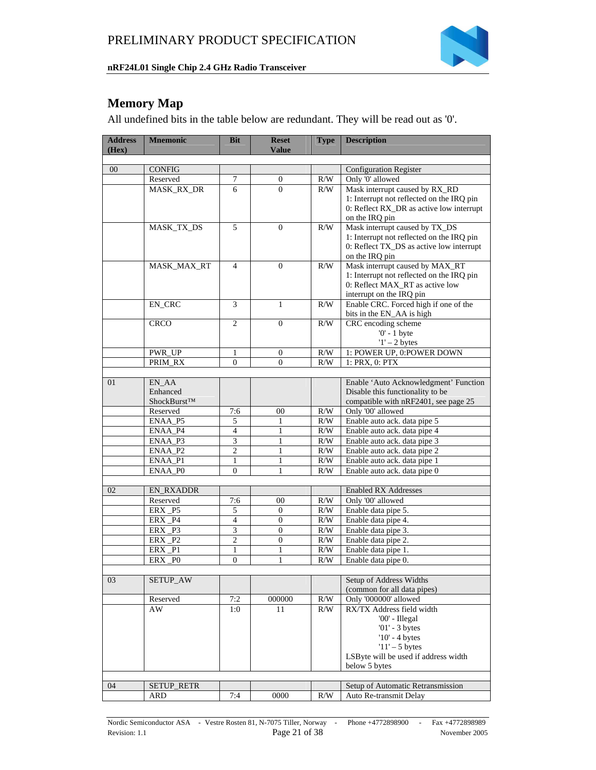## Memory Map

All undefined bits in the table below are redundant. They will be read out as '0'.

| Address (Hex) | Mnemonic | Bit | Reset Value | Type | Description |
|---|---|---|---|---|---|
| 00 | CONFIG | | | | Configuration Register |
| | Reserved | 7 | 0 | R/W | Only '0' allowed |
| | MASK_RX_DR | 6 | 0 | R/W | Mask interrupt caused by RX_RD<br>1: Interrupt not reflected on the IRQ pin<br>0: Reflect RX_DR as active low interrupt on the IRQ pin |
| | MASK_TX_DS | 5 | 0 | R/W | Mask interrupt caused by TX_DS<br>1: Interrupt not reflected on the IRQ pin<br>0: Reflect TX_DS as active low interrupt on the IRQ pin |
| | MASK_MAX_RT | 4 | 0 | R/W | Mask interrupt caused by MAX_RT<br>1: Interrupt not reflected on the IRQ pin<br>0: Reflect MAX_RT as active low interrupt on the IRQ pin |
| | EN_CRC | 3 | 1 | R/W | Enable CRC. Forced high if one of the bits in the EN_AA is high |
| | CRCO | 2 | 0 | R/W | CRC encoding scheme<br>'0' - 1 byte<br>'1' – 2 bytes |
| | PWR_UP | 1 | 0 | R/W | 1: POWER UP, 0:POWER DOWN |
| | PRIM_RX | 0 | 0 | R/W | 1: PRX, 0: PTX |
| | | | | | |
| 01 | EN_AA<br>Enhanced ShockBurst™ | | | | Enable 'Auto Acknowledgment' Function Disable this functionality to be compatible with nRF2401, see page 25 |
| | Reserved | 7:6 | 00 | R/W | Only '00' allowed |
| | ENAA_P5 | 5 | 1 | R/W | Enable auto ack. data pipe 5 |
| | ENAA_P4 | 4 | 1 | R/W | Enable auto ack. data pipe 4 |
| | ENAA_P3 | 3 | 1 | R/W | Enable auto ack. data pipe 3 |
| | ENAA_P2 | 2 | 1 | R/W | Enable auto ack. data pipe 2 |
| | ENAA_P1 | 1 | 1 | R/W | Enable auto ack. data pipe 1 |
| | ENAA_P0 | 0 | 1 | R/W | Enable auto ack. data pipe 0 |
| | | | | | |
| 02 | EN_RXADDR | | | | Enabled RX Addresses |
| | Reserved | 7:6 | 00 | R/W | Only '00' allowed |
| | ERX _P5 | 5 | 0 | R/W | Enable data pipe 5. |
| | ERX _P4 | 4 | 0 | R/W | Enable data pipe 4. |
| | ERX _P3 | 3 | 0 | R/W | Enable data pipe 3. |
| | ERX _P2 | 2 | 0 | R/W | Enable data pipe 2. |
| | ERX _P1 | 1 | 1 | R/W | Enable data pipe 1. |
| | ERX _P0 | 0 | 1 | R/W | Enable data pipe 0. |
| | | | | | |
| 03 | SETUP_AW | | | | Setup of Address Widths (common for all data pipes) |
| | Reserved | 7:2 | 000000 | R/W | Only '000000' allowed |
| | AW | 1:0 | 11 | R/W | RX/TX Address field width<br>'00' - Illegal<br>'01' - 3 bytes<br>'10' - 4 bytes<br>'11' – 5 bytes<br>LSByte will be used if address width below 5 bytes |
| | | | | | |
| 04 | SETUP_RETR | | | | Setup of Automatic Retransmission |
| | ARD | 7:4 | 0000 | R/W | Auto Re-transmit Delay |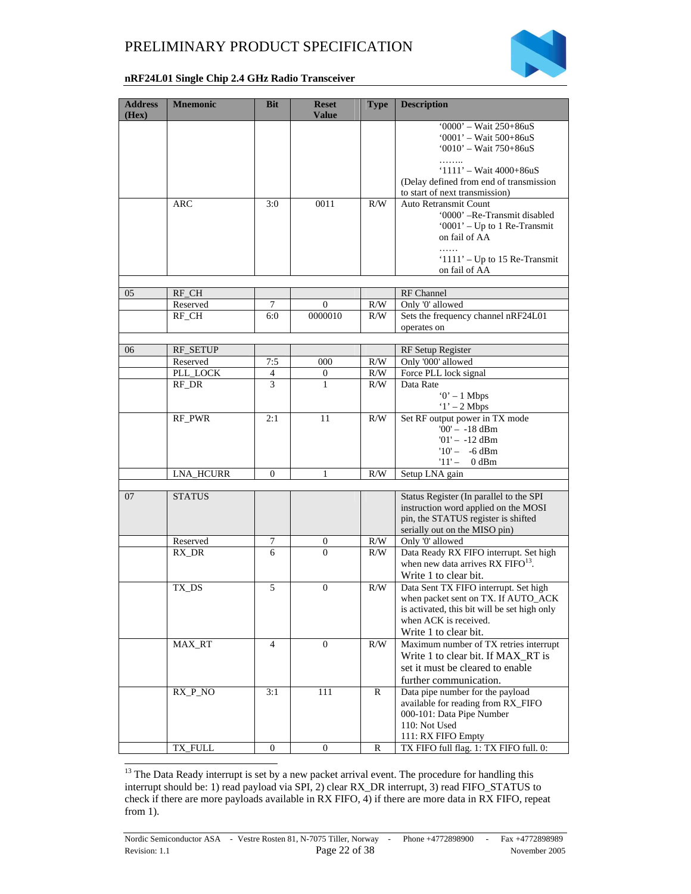| Address (Hex) | Mnemonic | Bit | Reset Value | Type | Description |
|---|---|---|---|---|---|
| | | | | | '0000' – Wait 250+86uS<br>'0001' – Wait 500+86uS<br>'0010' – Wait 750+86uS<br>……..<br>'1111' – Wait 4000+86uS<br>(Delay defined from end of transmission to start of next transmission) |
| | ARC | 3:0 | 0011 | R/W | Auto Retransmit Count<br>'0000' –Re-Transmit disabled<br>'0001' – Up to 1 Re-Transmit on fail of AA<br>……<br>'1111' – Up to 15 Re-Transmit on fail of AA |
| | | | | | |
| 05 | RF_CH | | | | RF Channel |
| | Reserved | 7 | 0 | R/W | Only '0' allowed |
| | RF_CH | 6:0 | 0000010 | R/W | Sets the frequency channel nRF24L01 operates on |
| | | | | | |
| 06 | RF_SETUP | | | | RF Setup Register |
| | Reserved | 7:5 | 000 | R/W | Only '000' allowed |
| | PLL_LOCK | 4 | 0 | R/W | Force PLL lock signal |
| | RF_DR | 3 | 1 | R/W | Data Rate<br>'0' – 1 Mbps<br>'1' – 2 Mbps |
| | RF_PWR | 2:1 | 11 | R/W | Set RF output power in TX mode<br>'00' – -18 dBm<br>'01' – -12 dBm<br>'10' – -6 dBm<br>'11' – 0 dBm |
| | LNA_HCURR | 0 | 1 | R/W | Setup LNA gain |
| | | | | | |
| 07 | STATUS | | | | Status Register (In parallel to the SPI instruction word applied on the MOSI pin, the STATUS register is shifted serially out on the MISO pin) |
| | Reserved | 7 | 0 | R/W | Only '0' allowed |
| | RX_DR | 6 | 0 | R/W | Data Ready RX FIFO interrupt. Set high when new data arrives RX FIFO[13].<br>Write 1 to clear bit. |
| | TX_DS | 5 | 0 | R/W | Data Sent TX FIFO interrupt. Set high when packet sent on TX. If AUTO_ACK is activated, this bit will be set high only when ACK is received.<br>Write 1 to clear bit. |
| | MAX_RT | 4 | 0 | R/W | Maximum number of TX retries interrupt<br>Write 1 to clear bit. If MAX_RT is set it must be cleared to enable further communication. |
| | RX_P_NO | 3:1 | 111 | R | Data pipe number for the payload available for reading from RX_FIFO<br>000-101: Data Pipe Number<br>110: Not Used<br>111: RX FIFO Empty |
| | TX_FULL | 0 | 0 | R | TX FIFO full flag. 1: TX FIFO full. 0: |

[13] The Data Ready interrupt is set by a new packet arrival event. The procedure for handling this interrupt should be: 1) read payload via SPI, 2) clear RX_DR interrupt, 3) read FIFO_STATUS to check if there are more payloads available in RX FIFO, 4) if there are more data in RX FIFO, repeat from 1).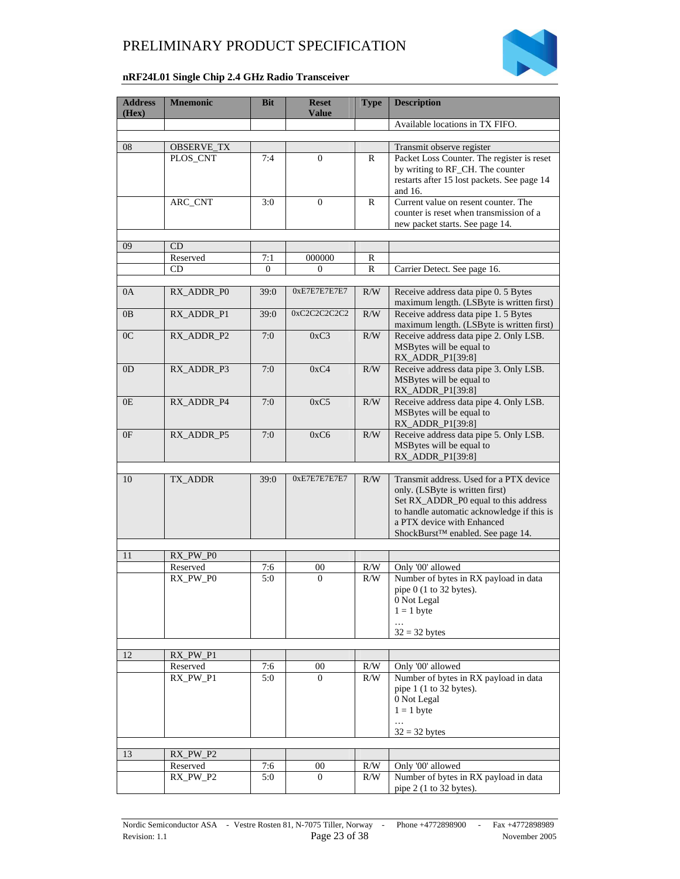| Address (Hex) | Mnemonic | Bit | Reset Value | Type | Description |
|---|---|---|---|---|---|
| | | | | | Available locations in TX FIFO. |
| | | | | | |
| 08 | OBSERVE_TX | | | | Transmit observe register |
| | PLOS_CNT | 7:4 | 0 | R | Packet Loss Counter. The register is reset by writing to RF_CH. The counter restarts after 15 lost packets. See page 14 and 16. |
| | ARC_CNT | 3:0 | 0 | R | Current value on resent counter. The counter is reset when transmission of a new packet starts. See page 14. |
| | | | | | |
| 09 | CD | | | | |
| | Reserved | 7:1 | 000000 | R | |
| | CD | 0 | 0 | R | Carrier Detect. See page 16. |
| | | | | | |
| 0A | RX_ADDR_P0 | 39:0 | 0xE7E7E7E7E7 | R/W | Receive address data pipe 0. 5 Bytes maximum length. (LSByte is written first) |
| 0B | RX_ADDR_P1 | 39:0 | 0xC2C2C2C2C2 | R/W | Receive address data pipe 1. 5 Bytes maximum length. (LSByte is written first) |
| 0C | RX_ADDR_P2 | 7:0 | 0xC3 | R/W | Receive address data pipe 2. Only LSB. MSBytes will be equal to RX_ADDR_P1[39:8] |
| 0D | RX_ADDR_P3 | 7:0 | 0xC4 | R/W | Receive address data pipe 3. Only LSB. MSBytes will be equal to RX_ADDR_P1[39:8] |
| 0E | RX_ADDR_P4 | 7:0 | 0xC5 | R/W | Receive address data pipe 4. Only LSB. MSBytes will be equal to RX_ADDR_P1[39:8] |
| 0F | RX_ADDR_P5 | 7:0 | 0xC6 | R/W | Receive address data pipe 5. Only LSB. MSBytes will be equal to RX_ADDR_P1[39:8] |
| | | | | | |
| 10 | TX_ADDR | 39:0 | 0xE7E7E7E7E7 | R/W | Transmit address. Used for a PTX device only. (LSByte is written first) Set RX_ADDR_P0 equal to this address to handle automatic acknowledge if this is a PTX device with Enhanced ShockBurst™ enabled. See page 14. |
| | | | | | |
| 11 | RX_PW_P0 | | | | |
| | Reserved | 7:6 | 00 | R/W | Only '00' allowed |
| | RX_PW_P0 | 5:0 | 0 | R/W | Number of bytes in RX payload in data pipe 0 (1 to 32 bytes).<br>0 Not Legal<br>1 = 1 byte<br>…<br>32 = 32 bytes |
| | | | | | |
| 12 | RX_PW_P1 | | | | |
| | Reserved | 7:6 | 00 | R/W | Only '00' allowed |
| | RX_PW_P1 | 5:0 | 0 | R/W | Number of bytes in RX payload in data pipe 1 (1 to 32 bytes).<br>0 Not Legal<br>1 = 1 byte<br>…<br>32 = 32 bytes |
| | | | | | |
| 13 | RX_PW_P2 | | | | |
| | Reserved | 7:6 | 00 | R/W | Only '00' allowed |
| | RX_PW_P2 | 5:0 | 0 | R/W | Number of bytes in RX payload in data pipe 2 (1 to 32 bytes). |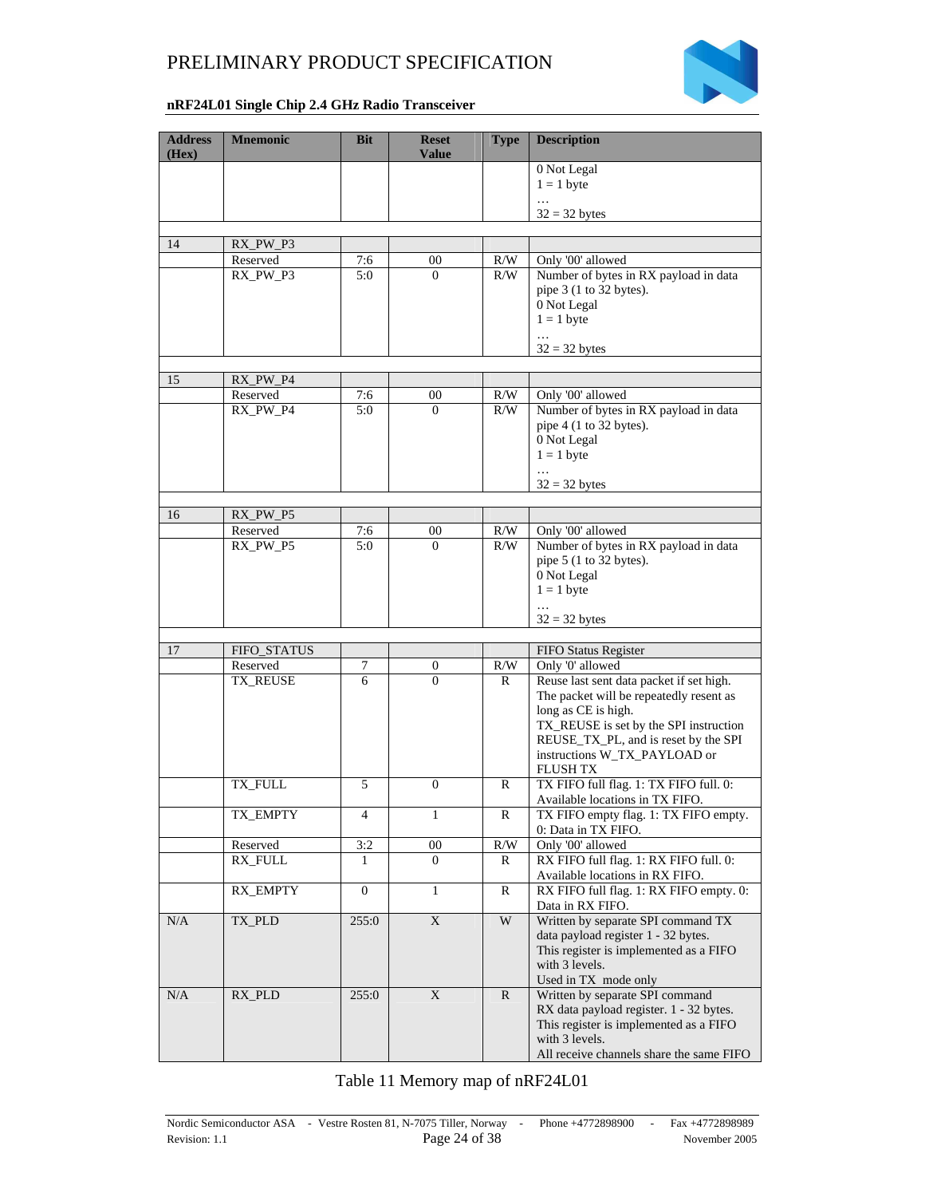| Address (Hex) | Mnemonic | Bit | Reset Value | Type | Description |
|---|---|---|---|---|---|
| | | | | | 0 Not Legal<br>1 = 1 byte<br>…<br>32 = 32 bytes |
| | | | | | |
| 14 | RX_PW_P3 | | | | |
| | Reserved | 7:6 | 00 | R/W | Only '00' allowed |
| | RX_PW_P3 | 5:0 | 0 | R/W | Number of bytes in RX payload in data pipe 3 (1 to 32 bytes).<br>0 Not Legal<br>1 = 1 byte<br>…<br>32 = 32 bytes |
| | | | | | |
| 15 | RX_PW_P4 | | | | |
| | Reserved | 7:6 | 00 | R/W | Only '00' allowed |
| | RX_PW_P4 | 5:0 | 0 | R/W | Number of bytes in RX payload in data pipe 4 (1 to 32 bytes).<br>0 Not Legal<br>1 = 1 byte<br>…<br>32 = 32 bytes |
| | | | | | |
| 16 | RX_PW_P5 | | | | |
| | Reserved | 7:6 | 00 | R/W | Only '00' allowed |
| | RX_PW_P5 | 5:0 | 0 | R/W | Number of bytes in RX payload in data pipe 5 (1 to 32 bytes).<br>0 Not Legal<br>1 = 1 byte<br>…<br>32 = 32 bytes |
| | | | | | |
| 17 | FIFO_STATUS | | | | FIFO Status Register |
| | Reserved | 7 | 0 | R/W | Only '0' allowed |
| | TX_REUSE | 6 | 0 | R | Reuse last sent data packet if set high. The packet will be repeatedly resent as long as CE is high.<br>TX_REUSE is set by the SPI instruction REUSE_TX_PL, and is reset by the SPI instructions W_TX_PAYLOAD or FLUSH TX |
| | TX_FULL | 5 | 0 | R | TX FIFO full flag. 1: TX FIFO full. 0: Available locations in TX FIFO. |
| | TX_EMPTY | 4 | 1 | R | TX FIFO empty flag. 1: TX FIFO empty. 0: Data in TX FIFO. |
| | Reserved | 3:2 | 00 | R/W | Only '00' allowed |
| | RX_FULL | 1 | 0 | R | RX FIFO full flag. 1: RX FIFO full. 0: Available locations in RX FIFO. |
| | RX_EMPTY | 0 | 1 | R | RX FIFO full flag. 1: RX FIFO empty. 0: Data in RX FIFO. |
| N/A | TX_PLD | 255:0 | X | W | Written by separate SPI command TX data payload register 1 - 32 bytes. This register is implemented as a FIFO with 3 levels.<br>Used in TX mode only |
| N/A | RX_PLD | 255:0 | X | R | Written by separate SPI command RX data payload register. 1 - 32 bytes. This register is implemented as a FIFO with 3 levels.<br>All receive channels share the same FIFO |

Table 11 Memory map of nRF24L01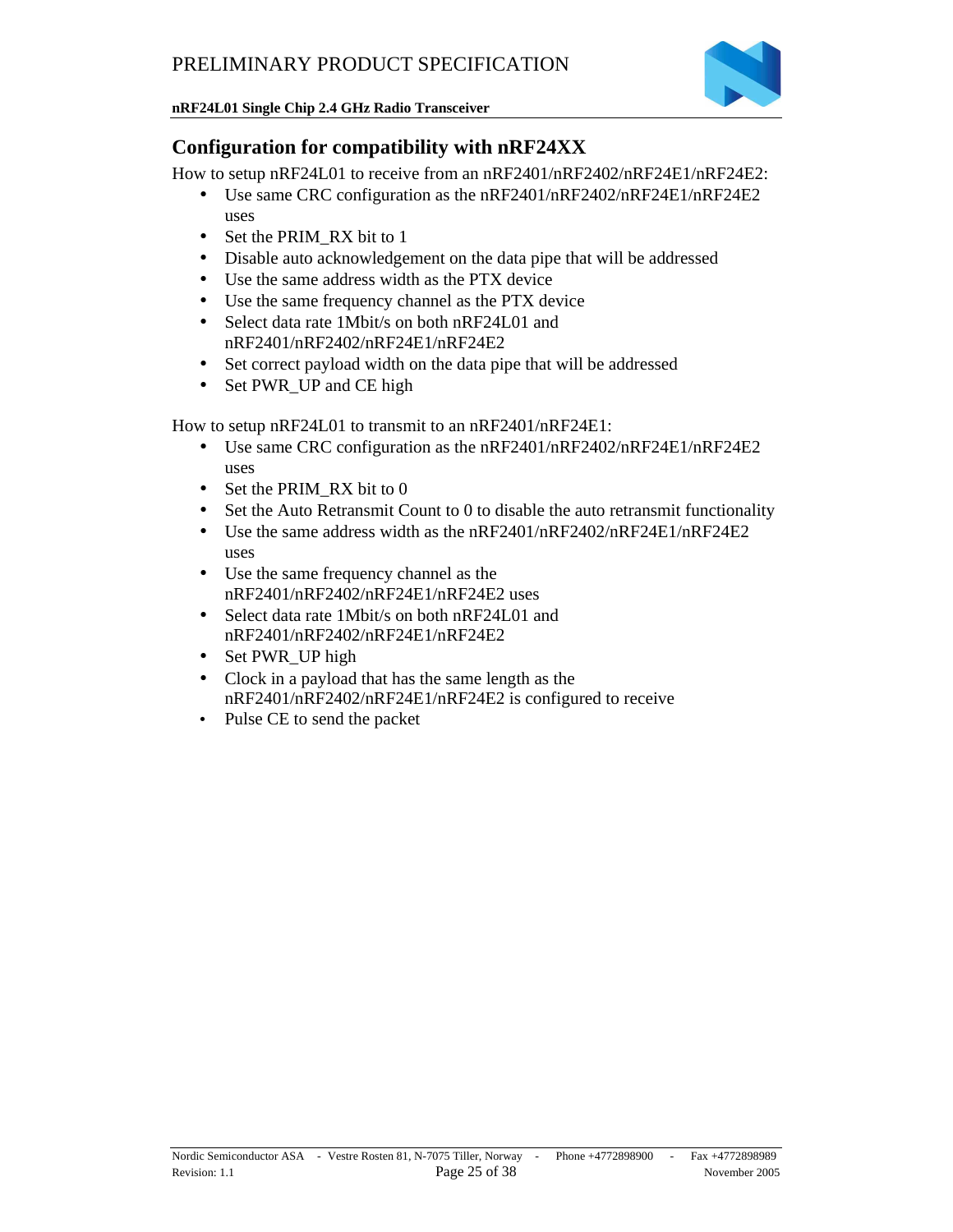## Configuration for compatibility with nRF24XX

How to setup nRF24L01 to receive from an nRF2401/nRF2402/nRF24E1/nRF24E2:

- Use same CRC configuration as the nRF2401/nRF2402/nRF24E1/nRF24E2 uses
- Set the PRIM_RX bit to 1
- Disable auto acknowledgement on the data pipe that will be addressed
- Use the same address width as the PTX device
- Use the same frequency channel as the PTX device
- Select data rate 1Mbit/s on both nRF24L01 and nRF2401/nRF2402/nRF24E1/nRF24E2
- Set correct payload width on the data pipe that will be addressed
- Set PWR_UP and CE high

How to setup nRF24L01 to transmit to an nRF2401/nRF24E1:

- Use same CRC configuration as the nRF2401/nRF2402/nRF24E1/nRF24E2 uses
- Set the PRIM_RX bit to 0
- Set the Auto Retransmit Count to 0 to disable the auto retransmit functionality
- Use the same address width as the nRF2401/nRF2402/nRF24E1/nRF24E2 uses
- Use the same frequency channel as the nRF2401/nRF2402/nRF24E1/nRF24E2 uses
- Select data rate 1Mbit/s on both nRF24L01 and nRF2401/nRF2402/nRF24E1/nRF24E2
- Set PWR_UP high
- Clock in a payload that has the same length as the nRF2401/nRF2402/nRF24E1/nRF24E2 is configured to receive
- Pulse CE to send the packet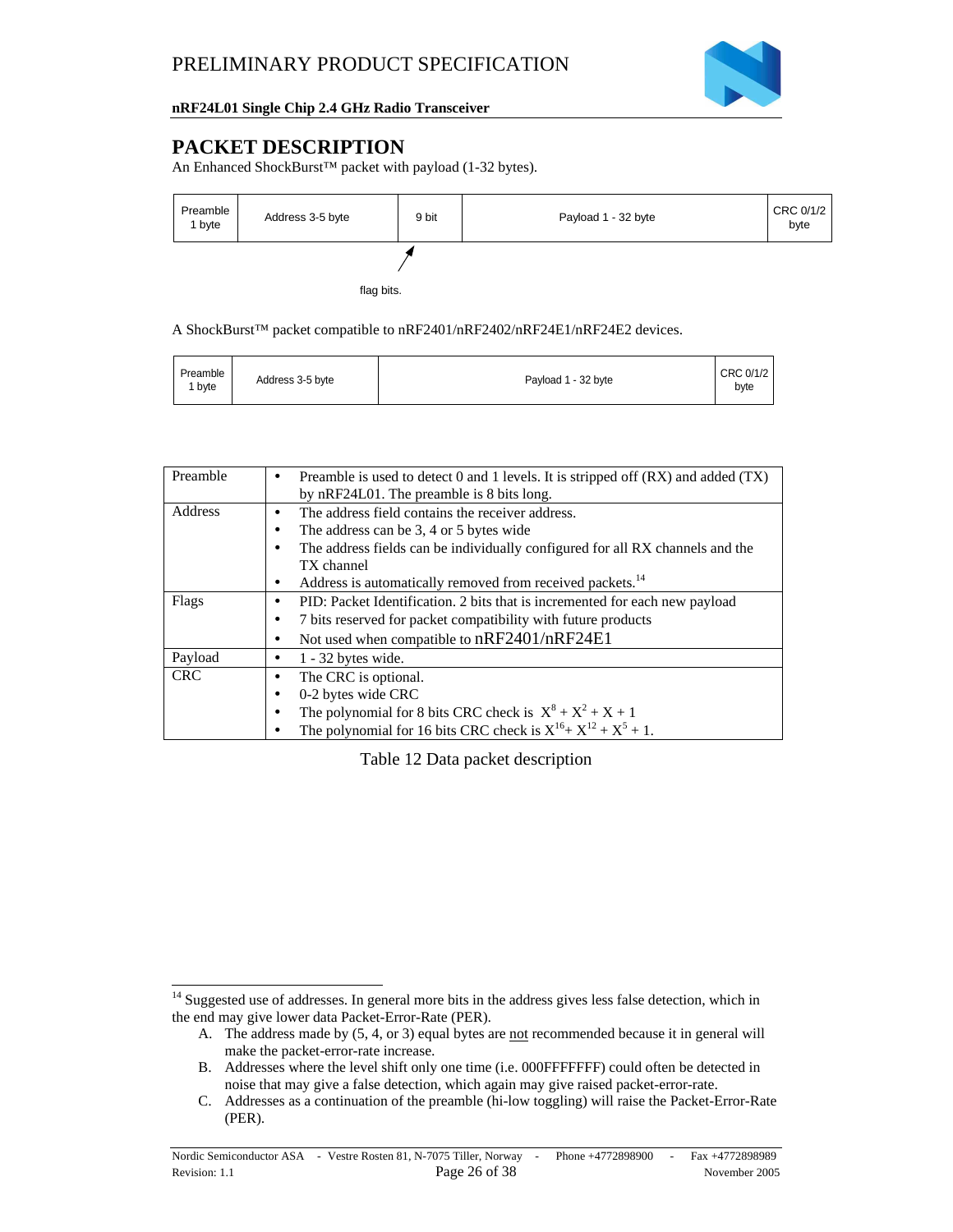## PACKET DESCRIPTION

An Enhanced ShockBurst™ packet with payload (1-32 bytes).

| Preamble 1 byte | Address 3-5 byte | 9 bit | Payload 1 - 32 byte | CRC 0/1/2 byte |
|---|---|---|---|---|

flag bits.

A ShockBurst™ packet compatible to nRF2401/nRF2402/nRF24E1/nRF24E2 devices.

| Preamble 1 byte | Address 3-5 byte | Payload 1 - 32 byte | CRC 0/1/2 byte |
|---|---|---|---|

| Field | Description |
|---|---|
| Preamble | • Preamble is used to detect 0 and 1 levels. It is stripped off (RX) and added (TX) by nRF24L01. The preamble is 8 bits long. |
| Address | • The address field contains the receiver address.<br>• The address can be 3, 4 or 5 bytes wide<br>• The address fields can be individually configured for all RX channels and the TX channel<br>• Address is automatically removed from received packets.[14] |
| Flags | • PID: Packet Identification. 2 bits that is incremented for each new payload<br>• 7 bits reserved for packet compatibility with future products<br>• Not used when compatible to nRF2401/nRF24E1 |
| Payload | • 1 - 32 bytes wide. |
| CRC | • The CRC is optional.<br>• 0-2 bytes wide CRC<br>• The polynomial for 8 bits CRC check is $X^8 + X^2 + X + 1$<br>• The polynomial for 16 bits CRC check is $X^{16} + X^{12} + X^5 + 1$. |

Table 12 Data packet description

---

[14] Suggested use of addresses. In general more bits in the address gives less false detection, which in the end may give lower data Packet-Error-Rate (PER).

A. The address made by (5, 4, or 3) equal bytes are not recommended because it in general will make the packet-error-rate increase.
B. Addresses where the level shift only one time (i.e. 000FFFFFFF) could often be detected in noise that may give a false detection, which again may give raised packet-error-rate.
C. Addresses as a continuation of the preamble (hi-low toggling) will raise the Packet-Error-Rate (PER).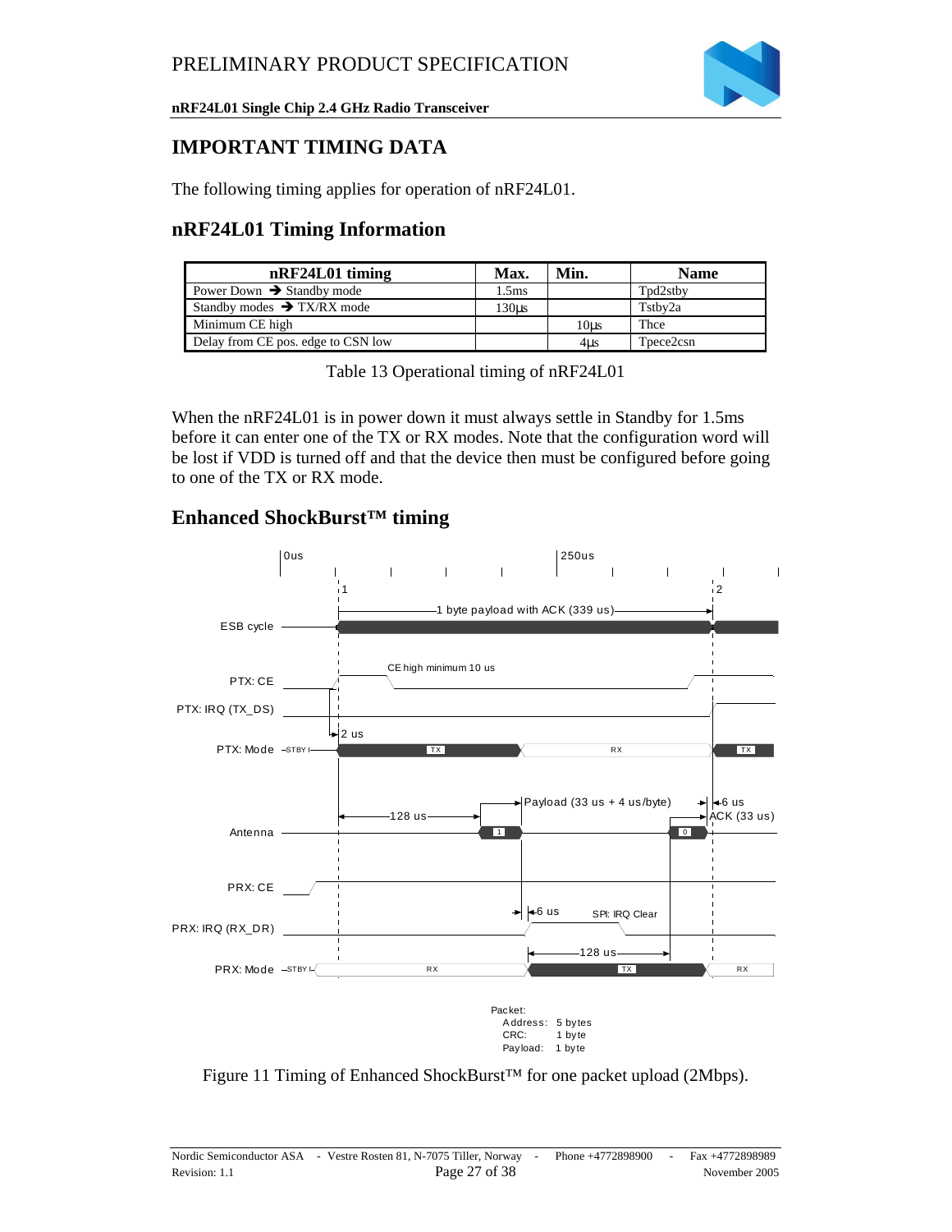# IMPORTANT TIMING DATA

The following timing applies for operation of nRF24L01.

## nRF24L01 Timing Information

| nRF24L01 timing | Max. | Min. | Name |
|---|---|---|---|
| Power Down ➔ Standby mode | 1.5ms | | Tpd2stby |
| Standby modes ➔ TX/RX mode | 130µs | | Tstby2a |
| Minimum CE high | | 10µs | Thce |
| Delay from CE pos. edge to CSN low | | 4µs | Tpece2csn |

Table 13 Operational timing of nRF24L01

When the nRF24L01 is in power down it must always settle in Standby for 1.5ms before it can enter one of the TX or RX modes. Note that the configuration word will be lost if VDD is turned off and that the device then must be configured before going to one of the TX or RX mode.

## Enhanced ShockBurst™ timing

Figure 11 Timing of Enhanced ShockBurst™ for one packet upload (2Mbps).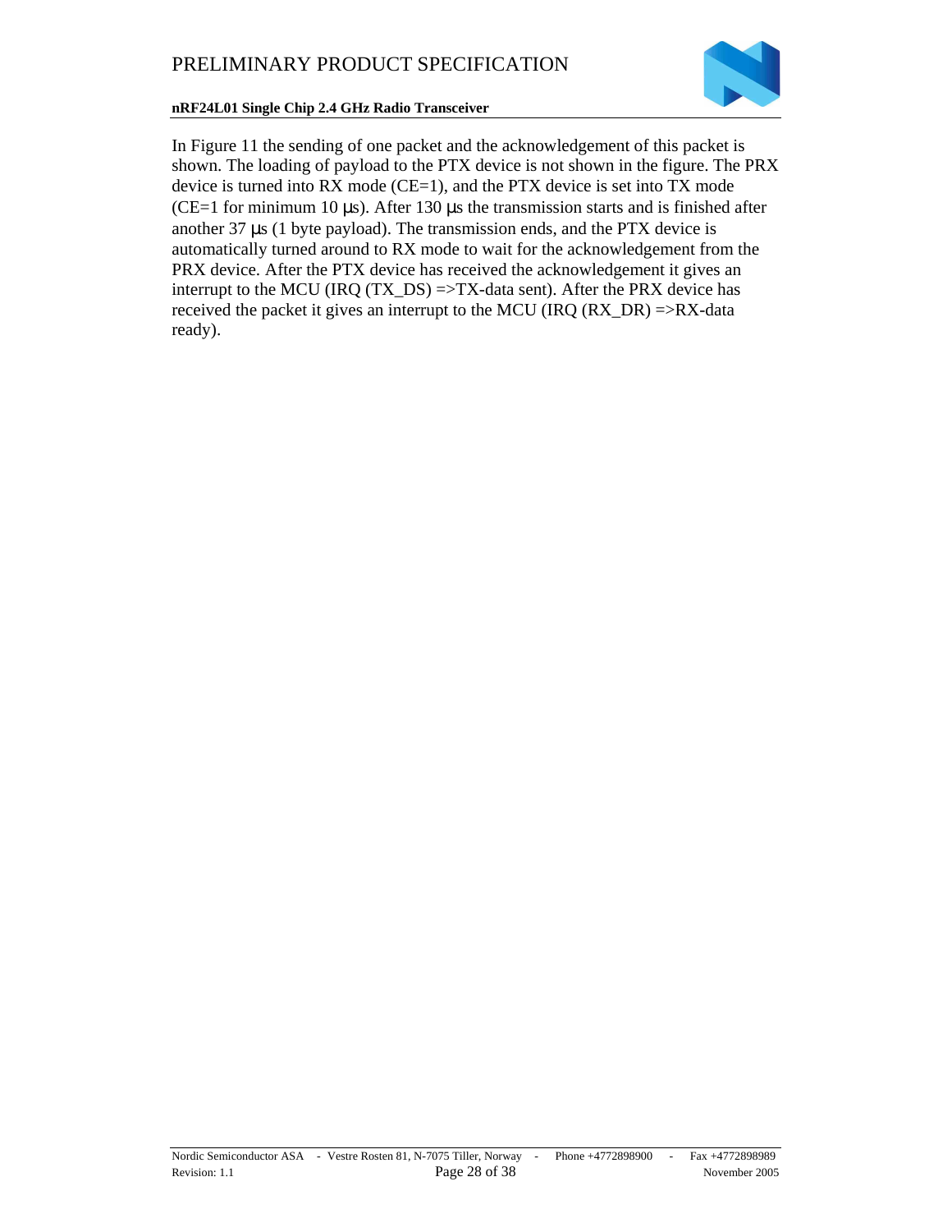In Figure 11 the sending of one packet and the acknowledgement of this packet is shown. The loading of payload to the PTX device is not shown in the figure. The PRX device is turned into RX mode (CE=1), and the PTX device is set into TX mode (CE=1 for minimum 10 µs). After 130 µs the transmission starts and is finished after another 37 µs (1 byte payload). The transmission ends, and the PTX device is automatically turned around to RX mode to wait for the acknowledgement from the PRX device. After the PTX device has received the acknowledgement it gives an interrupt to the MCU (IRQ (TX_DS) =>TX-data sent). After the PRX device has received the packet it gives an interrupt to the MCU (IRQ (RX_DR) =>RX-data ready).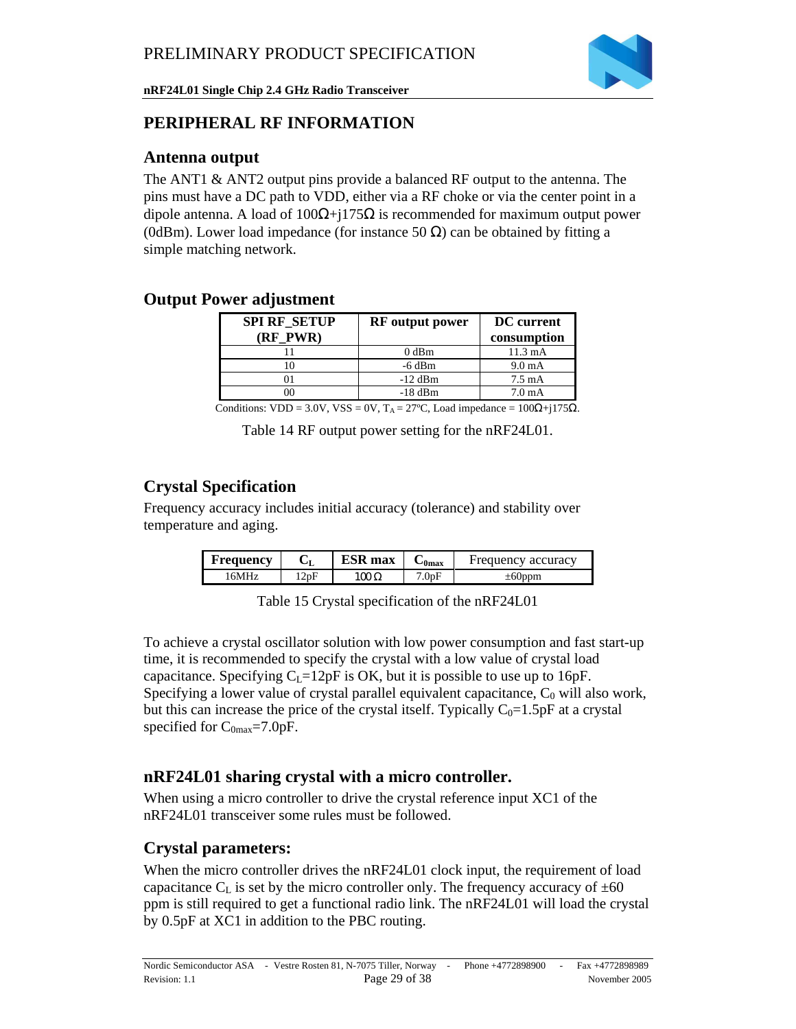# PERIPHERAL RF INFORMATION

## Antenna output

The ANT1 & ANT2 output pins provide a balanced RF output to the antenna. The pins must have a DC path to VDD, either via a RF choke or via the center point in a dipole antenna. A load of 100Ω+j175Ω is recommended for maximum output power (0dBm). Lower load impedance (for instance 50 Ω) can be obtained by fitting a simple matching network.

## Output Power adjustment

| SPI RF_SETUP (RF_PWR) | RF output power | DC current consumption |
|---|---|---|
| 11 | 0 dBm | 11.3 mA |
| 10 | -6 dBm | 9.0 mA |
| 01 | -12 dBm | 7.5 mA |
| 00 | -18 dBm | 7.0 mA |

Conditions: VDD = 3.0V, VSS = 0V, $T_A$ = 27ºC, Load impedance = 100Ω+j175Ω.

Table 14 RF output power setting for the nRF24L01.

## Crystal Specification

Frequency accuracy includes initial accuracy (tolerance) and stability over temperature and aging.

| Frequency | $C_L$ | ESR max | $C_{0max}$ | Frequency accuracy |
|---|---|---|---|---|
| 16MHz | 12pF | 100 Ω | 7.0pF | ±60ppm |

Table 15 Crystal specification of the nRF24L01

To achieve a crystal oscillator solution with low power consumption and fast start-up time, it is recommended to specify the crystal with a low value of crystal load capacitance. Specifying $C_L$=12pF is OK, but it is possible to use up to 16pF. Specifying a lower value of crystal parallel equivalent capacitance, $C_0$ will also work, but this can increase the price of the crystal itself. Typically $C_0$=1.5pF at a crystal specified for $C_{0max}$=7.0pF.

## nRF24L01 sharing crystal with a micro controller.

When using a micro controller to drive the crystal reference input XC1 of the nRF24L01 transceiver some rules must be followed.

## Crystal parameters:

When the micro controller drives the nRF24L01 clock input, the requirement of load capacitance $C_L$ is set by the micro controller only. The frequency accuracy of ±60 ppm is still required to get a functional radio link. The nRF24L01 will load the crystal by 0.5pF at XC1 in addition to the PBC routing.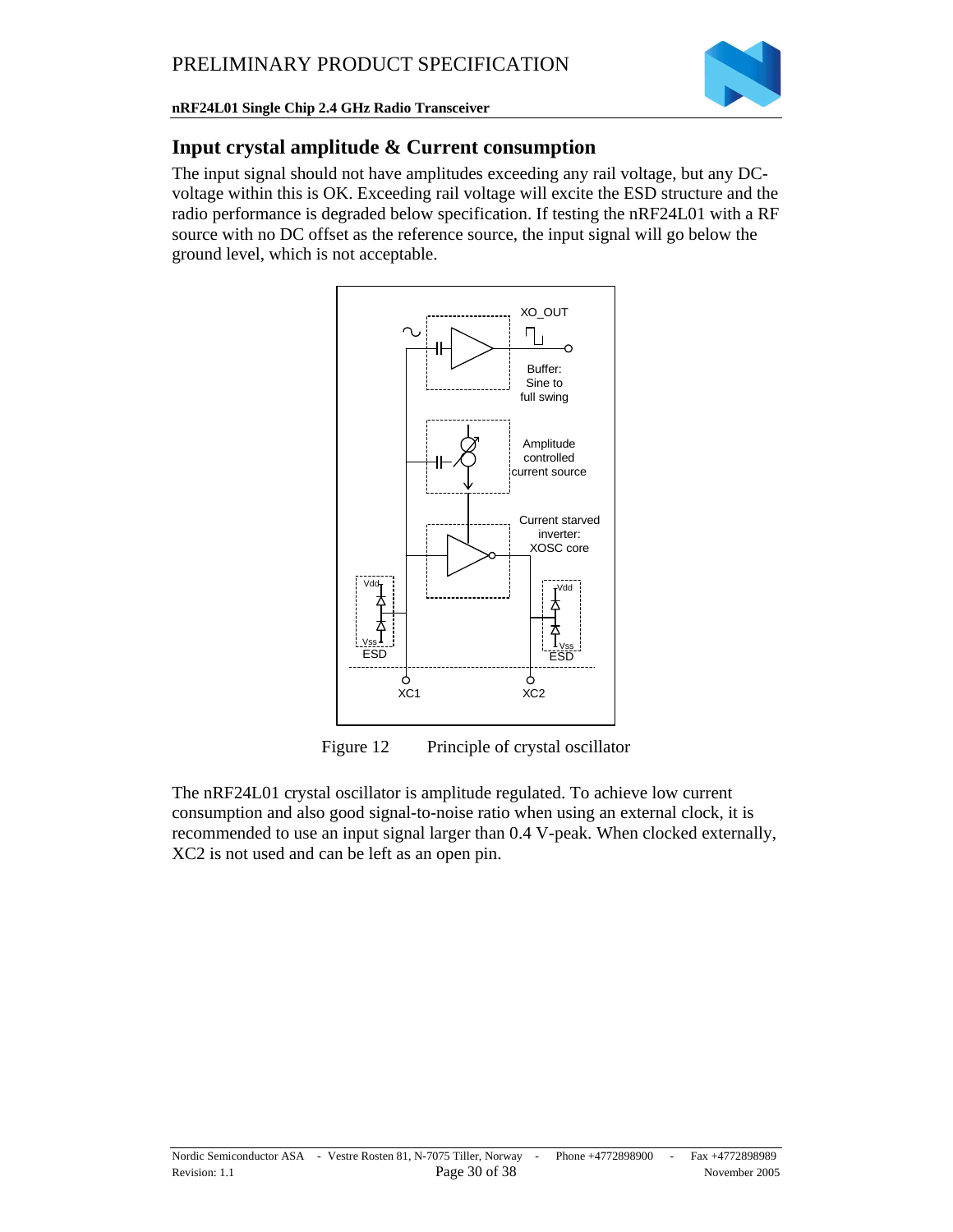## Input crystal amplitude & Current consumption

The input signal should not have amplitudes exceeding any rail voltage, but any DC-voltage within this is OK. Exceeding rail voltage will excite the ESD structure and the radio performance is degraded below specification. If testing the nRF24L01 with a RF source with no DC offset as the reference source, the input signal will go below the ground level, which is not acceptable.

Figure 12 Principle of crystal oscillator

The nRF24L01 crystal oscillator is amplitude regulated. To achieve low current consumption and also good signal-to-noise ratio when using an external clock, it is recommended to use an input signal larger than 0.4 V-peak. When clocked externally, XC2 is not used and can be left as an open pin.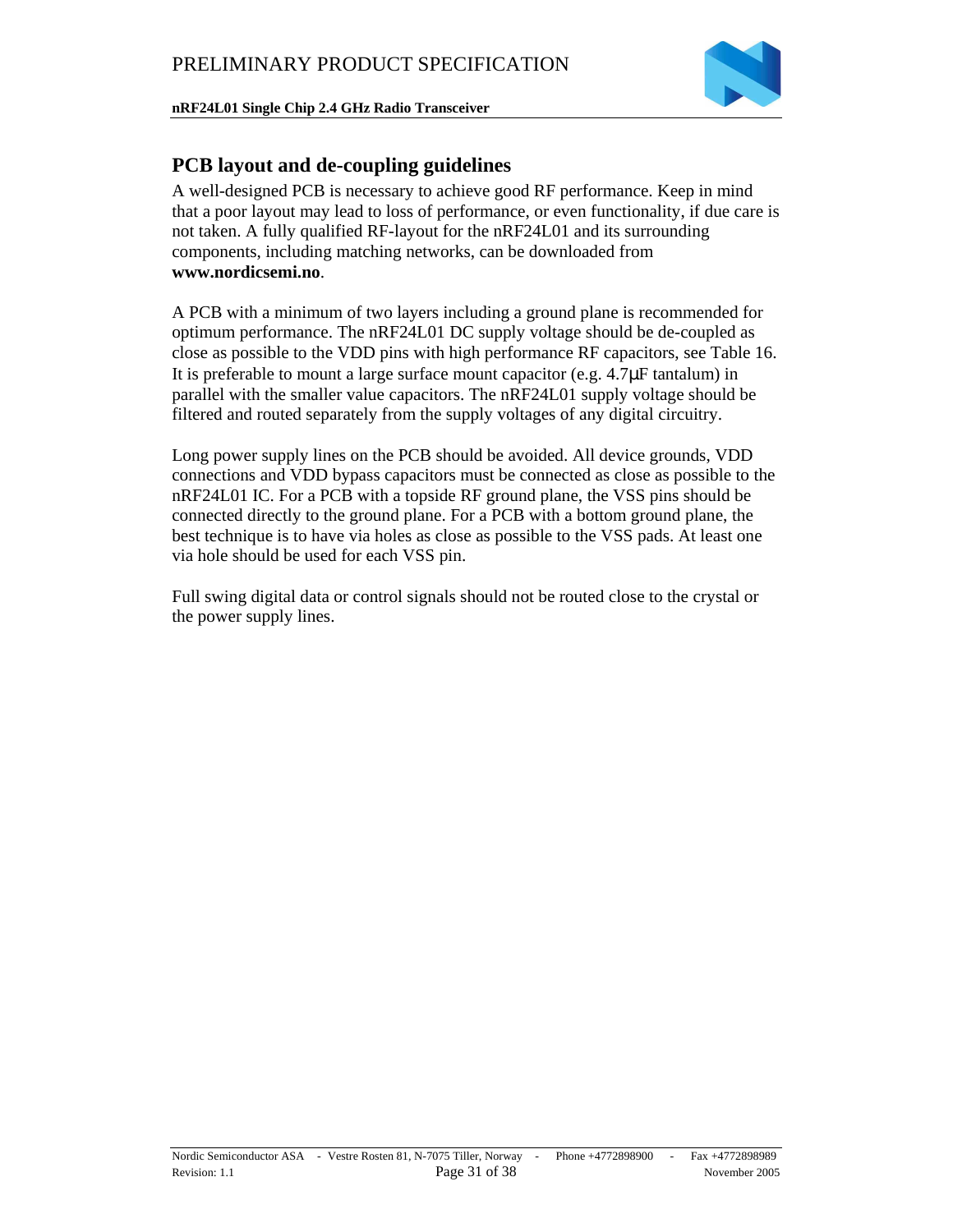## PCB layout and de-coupling guidelines

A well-designed PCB is necessary to achieve good RF performance. Keep in mind that a poor layout may lead to loss of performance, or even functionality, if due care is not taken. A fully qualified RF-layout for the nRF24L01 and its surrounding components, including matching networks, can be downloaded from **www.nordicsemi.no**.

A PCB with a minimum of two layers including a ground plane is recommended for optimum performance. The nRF24L01 DC supply voltage should be de-coupled as close as possible to the VDD pins with high performance RF capacitors, see Table 16. It is preferable to mount a large surface mount capacitor (e.g. 4.7μF tantalum) in parallel with the smaller value capacitors. The nRF24L01 supply voltage should be filtered and routed separately from the supply voltages of any digital circuitry.

Long power supply lines on the PCB should be avoided. All device grounds, VDD connections and VDD bypass capacitors must be connected as close as possible to the nRF24L01 IC. For a PCB with a topside RF ground plane, the VSS pins should be connected directly to the ground plane. For a PCB with a bottom ground plane, the best technique is to have via holes as close as possible to the VSS pads. At least one via hole should be used for each VSS pin.

Full swing digital data or control signals should not be routed close to the crystal or the power supply lines.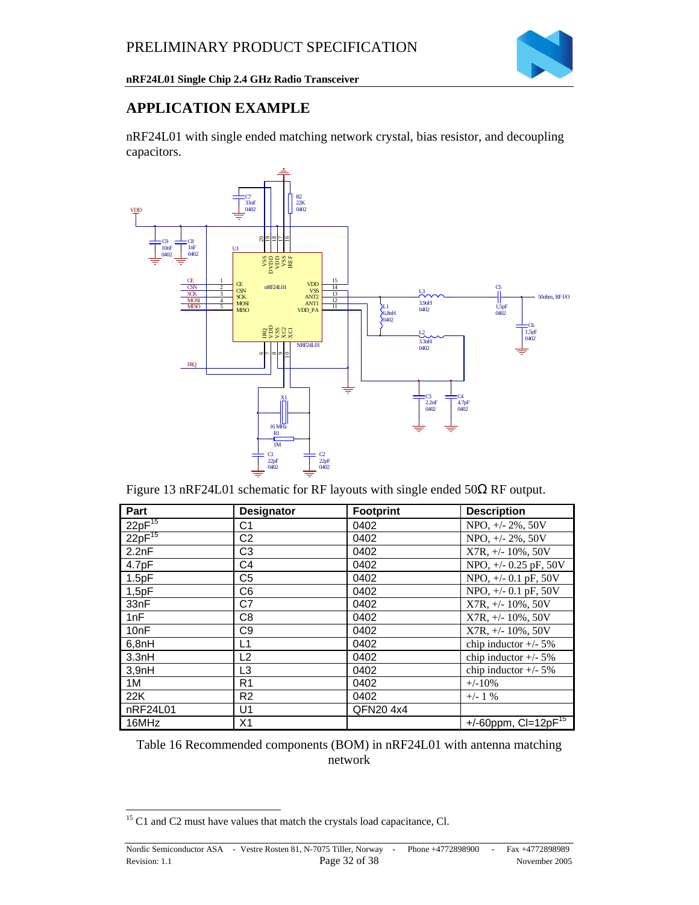## APPLICATION EXAMPLE

nRF24L01 with single ended matching network crystal, bias resistor, and decoupling capacitors.

Figure 13 nRF24L01 schematic for RF layouts with single ended 50Ω RF output.

| Part | Designator | Footprint | Description |
|---|---|---|---|
| 22pF[15] | C1 | 0402 | NPO, +/- 2%, 50V |
| 22pF[15] | C2 | 0402 | NPO, +/- 2%, 50V |
| 2.2nF | C3 | 0402 | X7R, +/- 10%, 50V |
| 4.7pF | C4 | 0402 | NPO, +/- 0.25 pF, 50V |
| 1.5pF | C5 | 0402 | NPO, +/- 0.1 pF, 50V |
| 1,5pF | C6 | 0402 | NPO, +/- 0.1 pF, 50V |
| 33nF | C7 | 0402 | X7R, +/- 10%, 50V |
| 1nF | C8 | 0402 | X7R, +/- 10%, 50V |
| 10nF | C9 | 0402 | X7R, +/- 10%, 50V |
| 6,8nH | L1 | 0402 | chip inductor +/- 5% |
| 3.3nH | L2 | 0402 | chip inductor +/- 5% |
| 3,9nH | L3 | 0402 | chip inductor +/- 5% |
| 1M | R1 | 0402 | +/-10% |
| 22K | R2 | 0402 | +/- 1 % |
| nRF24L01 | U1 | QFN20 4x4 | |
| 16MHz | X1 | | +/-60ppm, Cl=12pF[15] |

Table 16 Recommended components (BOM) in nRF24L01 with antenna matching network

[15] C1 and C2 must have values that match the crystals load capacitance, Cl.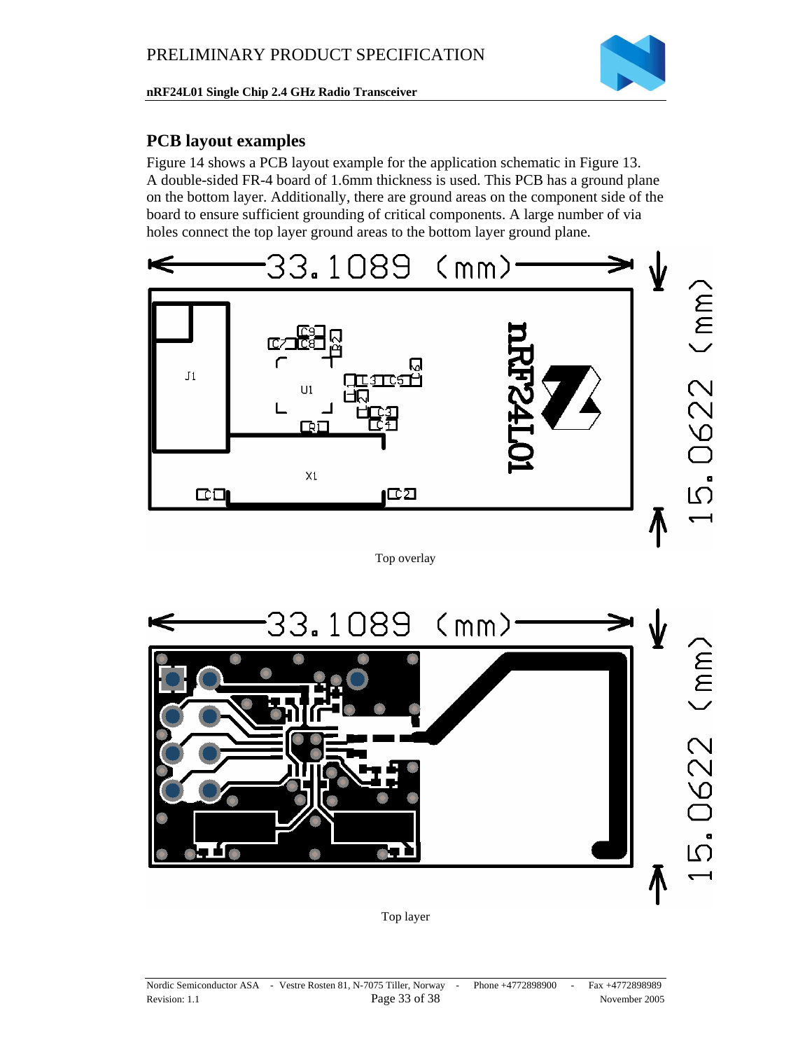## PCB layout examples

Figure 14 shows a PCB layout example for the application schematic in Figure 13. A double-sided FR-4 board of 1.6mm thickness is used. This PCB has a ground plane on the bottom layer. Additionally, there are ground areas on the component side of the board to ensure sufficient grounding of critical components. A large number of via holes connect the top layer ground areas to the bottom layer ground plane.

Top overlay

Top layer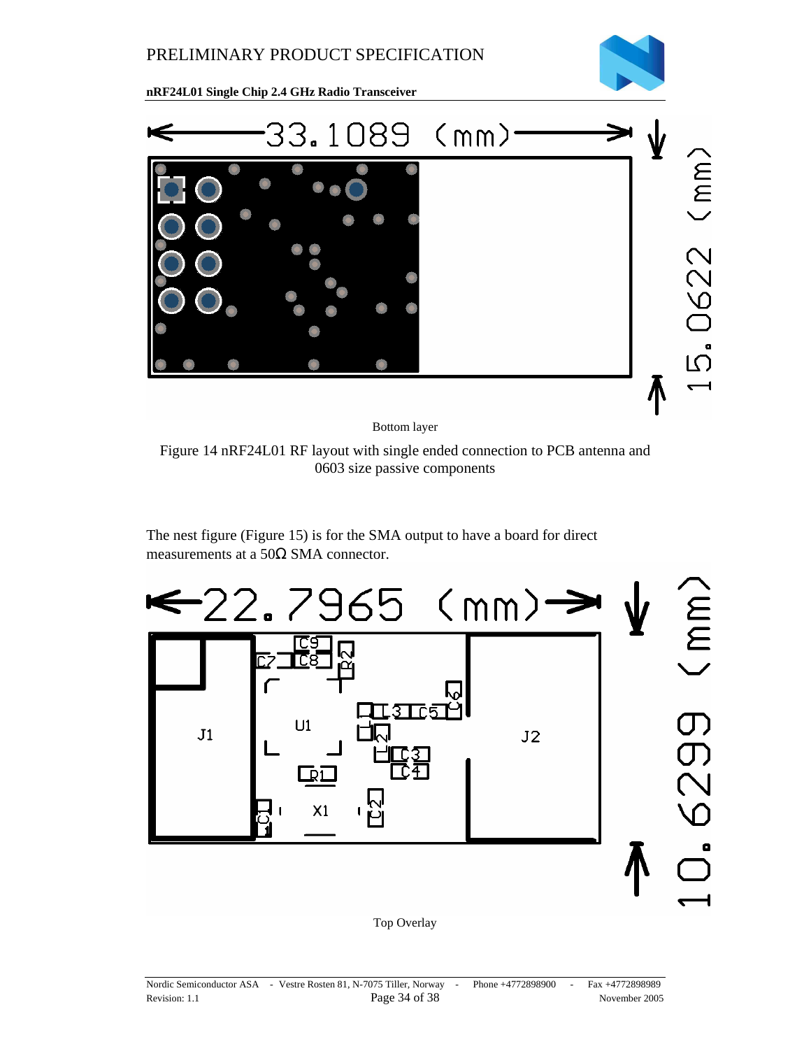Bottom layer

Figure 14 nRF24L01 RF layout with single ended connection to PCB antenna and 0603 size passive components

The nest figure (Figure 15) is for the SMA output to have a board for direct measurements at a 50Ω SMA connector.

Top Overlay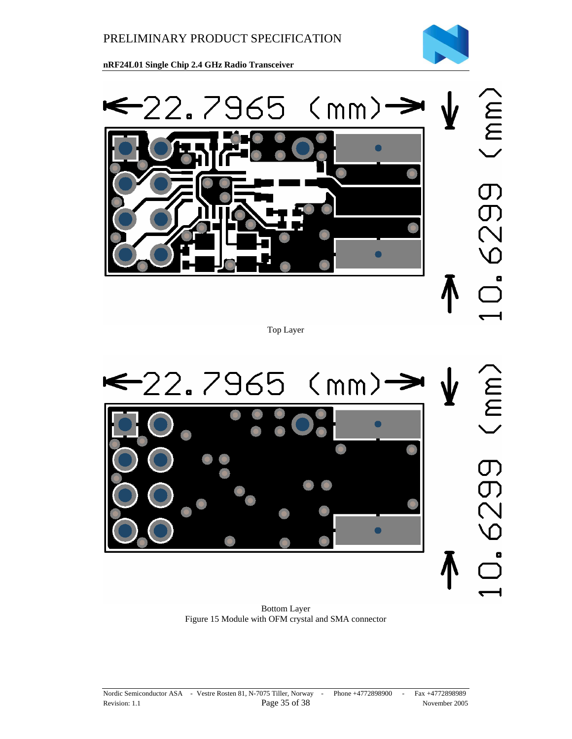←22.7965 (mm)→

10.6299 (mm)

Top Layer

←22.7965 (mm)→

10.6299 (mm)

Bottom Layer

Figure 15 Module with OFM crystal and SMA connector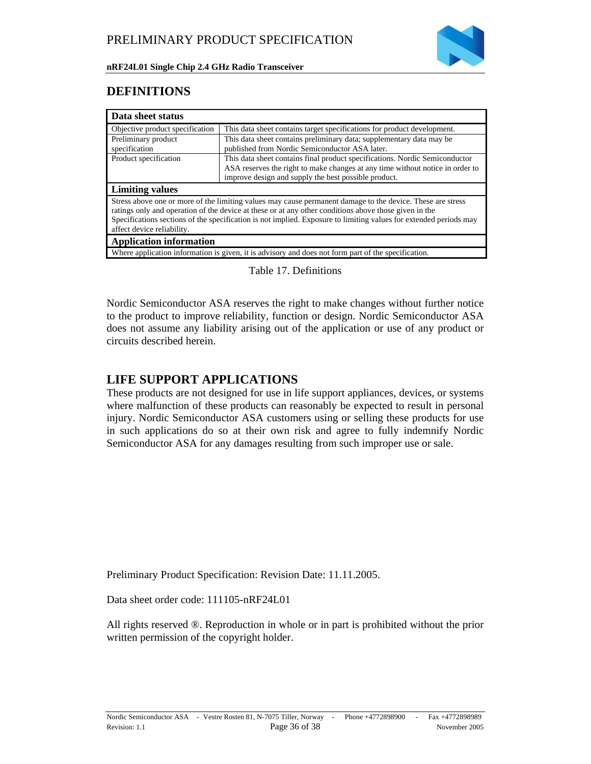## DEFINITIONS

| Data sheet status | |
|---|---|
| Objective product specification | This data sheet contains target specifications for product development. |
| Preliminary product specification | This data sheet contains preliminary data; supplementary data may be published from Nordic Semiconductor ASA later. |
| Product specification | This data sheet contains final product specifications. Nordic Semiconductor ASA reserves the right to make changes at any time without notice in order to improve design and supply the best possible product. |
| **Limiting values** | |
| Stress above one or more of the limiting values may cause permanent damage to the device. These are stress ratings only and operation of the device at these or at any other conditions above those given in the Specifications sections of the specification is not implied. Exposure to limiting values for extended periods may affect device reliability. | |
| **Application information** | |
| Where application information is given, it is advisory and does not form part of the specification. | |

Table 17. Definitions

Nordic Semiconductor ASA reserves the right to make changes without further notice to the product to improve reliability, function or design. Nordic Semiconductor ASA does not assume any liability arising out of the application or use of any product or circuits described herein.

## LIFE SUPPORT APPLICATIONS

These products are not designed for use in life support appliances, devices, or systems where malfunction of these products can reasonably be expected to result in personal injury. Nordic Semiconductor ASA customers using or selling these products for use in such applications do so at their own risk and agree to fully indemnify Nordic Semiconductor ASA for any damages resulting from such improper use or sale.

Preliminary Product Specification: Revision Date: 11.11.2005.

Data sheet order code: 111105-nRF24L01

All rights reserved ®. Reproduction in whole or in part is prohibited without the prior written permission of the copyright holder.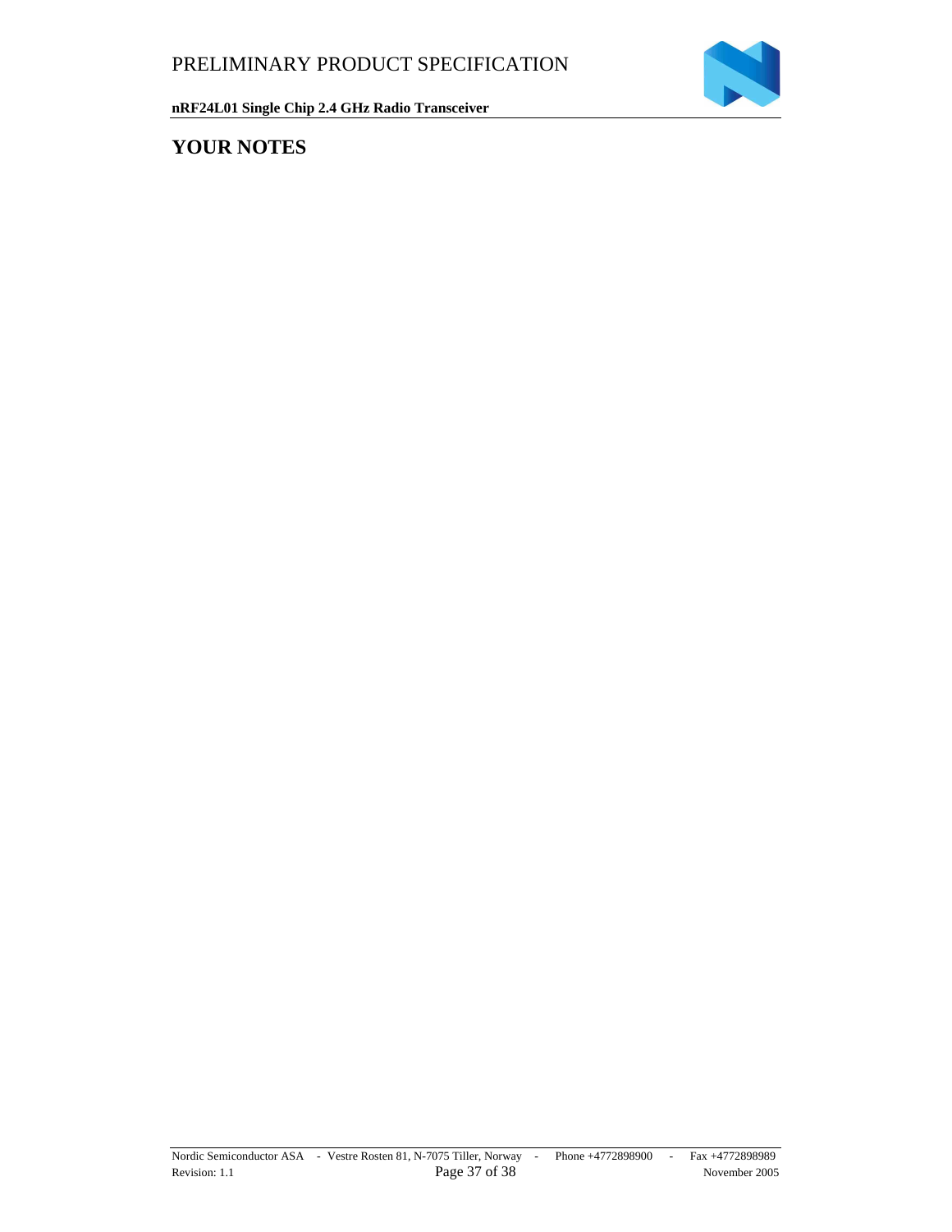# YOUR NOTES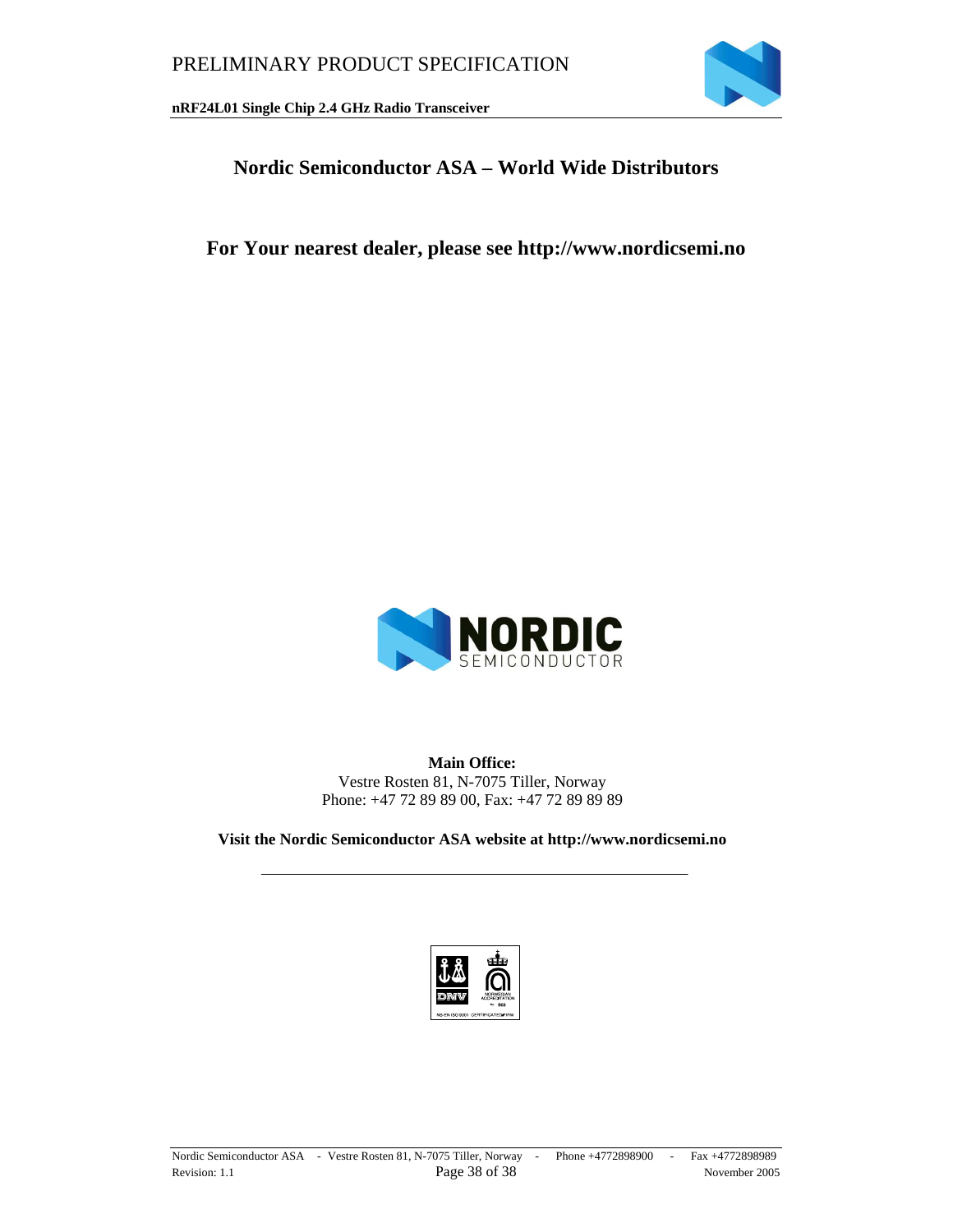## Nordic Semiconductor ASA – World Wide Distributors

**For Your nearest dealer, please see http://www.nordicsemi.no**

**Main Office:**
Vestre Rosten 81, N-7075 Tiller, Norway
Phone: +47 72 89 89 00, Fax: +47 72 89 89 89

**Visit the Nordic Semiconductor ASA website at http://www.nordicsemi.no**